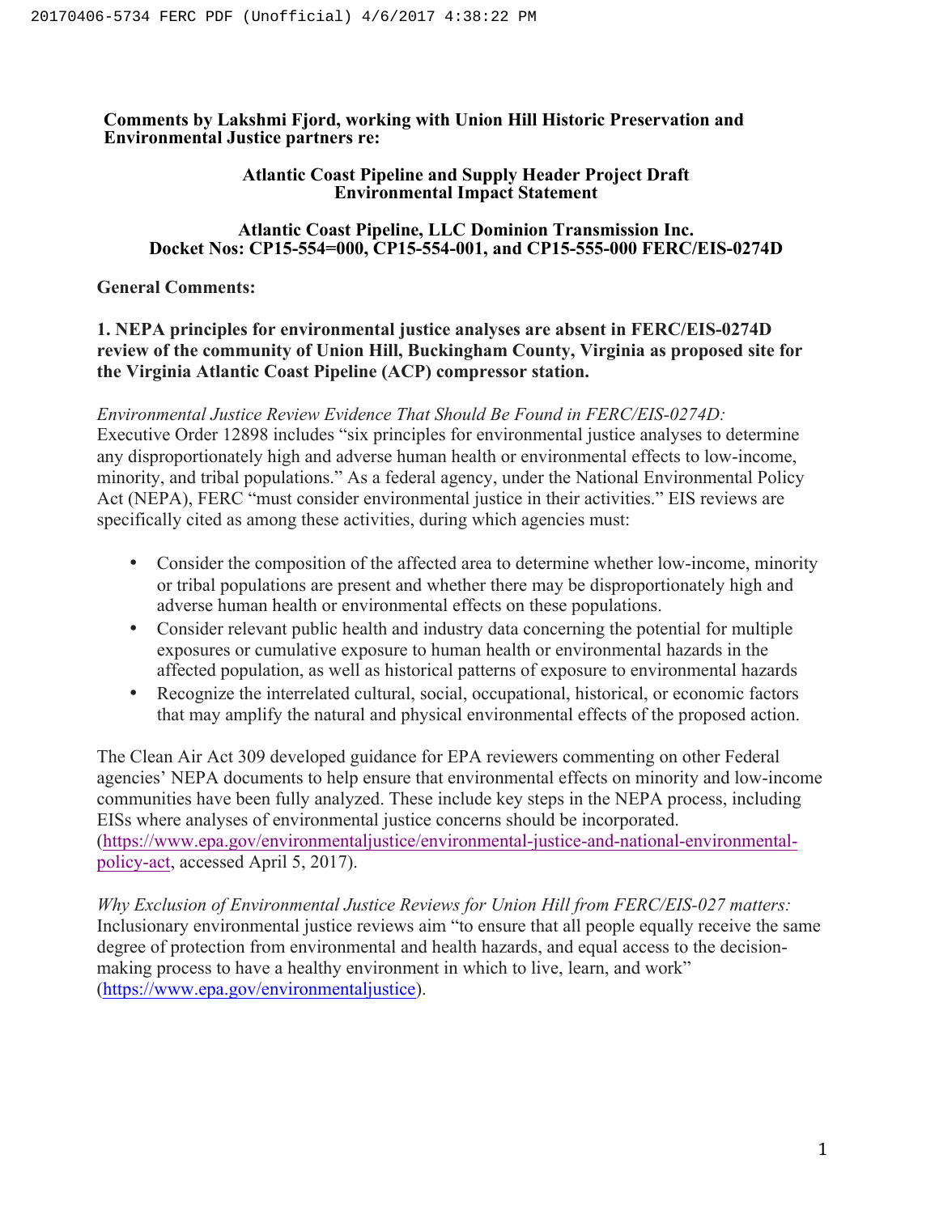**Comments by Lakshmi Fjord, working with Union Hill Historic Preservation and Environmental Justice partners re:**

**Atlantic Coast Pipeline and Supply Header Project Draft Environmental Impact Statement**

**Atlantic Coast Pipeline, LLC Dominion Transmission Inc. Docket Nos: CP15-554=000, CP15-554-001, and CP15-555-000 FERC/EIS-0274D**

**General Comments:**

**1. NEPA principles for environmental justice analyses are absent in FERC/EIS-0274D review of the community of Union Hill, Buckingham County, Virginia as proposed site for the Virginia Atlantic Coast Pipeline (ACP) compressor station.**

*Environmental Justice Review Evidence That Should Be Found in FERC/EIS-0274D:* Executive Order 12898 includes "six principles for environmental justice analyses to determine any disproportionately high and adverse human health or environmental effects to low-income, minority, and tribal populations." As a federal agency, under the National Environmental Policy Act (NEPA), FERC "must consider environmental justice in their activities." EIS reviews are specifically cited as among these activities, during which agencies must:

- Consider the composition of the affected area to determine whether low-income, minority or tribal populations are present and whether there may be disproportionately high and adverse human health or environmental effects on these populations.
- Consider relevant public health and industry data concerning the potential for multiple exposures or cumulative exposure to human health or environmental hazards in the affected population, as well as historical patterns of exposure to environmental hazards
- Recognize the interrelated cultural, social, occupational, historical, or economic factors that may amplify the natural and physical environmental effects of the proposed action.

The Clean Air Act 309 developed guidance for EPA reviewers commenting on other Federal agencies' NEPA documents to help ensure that environmental effects on minority and low-income communities have been fully analyzed. These include key steps in the NEPA process, including EISs where analyses of environmental justice concerns should be incorporated. (https://www.epa.gov/environmentaljustice/environmental-justice-and-national-environmental-policy-act, accessed April 5, 2017).

*Why Exclusion of Environmental Justice Reviews for Union Hill from FERC/EIS-027 matters:* Inclusionary environmental justice reviews aim "to ensure that all people equally receive the same degree of protection from environmental and health hazards, and equal access to the decision-making process to have a healthy environment in which to live, learn, and work" (https://www.epa.gov/environmentaljustice).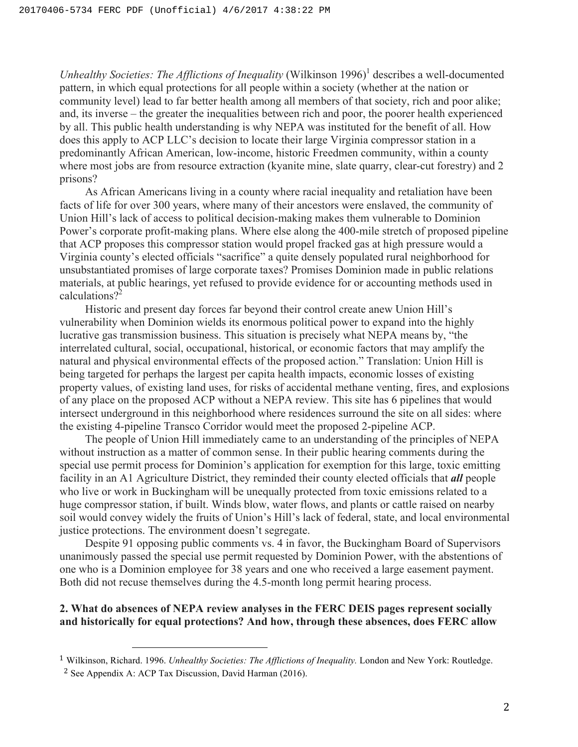*Unhealthy Societies: The Afflictions of Inequality* (Wilkinson 1996)[1] describes a well-documented pattern, in which equal protections for all people within a society (whether at the nation or community level) lead to far better health among all members of that society, rich and poor alike; and, its inverse – the greater the inequalities between rich and poor, the poorer health experienced by all. This public health understanding is why NEPA was instituted for the benefit of all. How does this apply to ACP LLC's decision to locate their large Virginia compressor station in a predominantly African American, low-income, historic Freedmen community, within a county where most jobs are from resource extraction (kyanite mine, slate quarry, clear-cut forestry) and 2 prisons?

As African Americans living in a county where racial inequality and retaliation have been facts of life for over 300 years, where many of their ancestors were enslaved, the community of Union Hill's lack of access to political decision-making makes them vulnerable to Dominion Power's corporate profit-making plans. Where else along the 400-mile stretch of proposed pipeline that ACP proposes this compressor station would propel fracked gas at high pressure would a Virginia county's elected officials "sacrifice" a quite densely populated rural neighborhood for unsubstantiated promises of large corporate taxes? Promises Dominion made in public relations materials, at public hearings, yet refused to provide evidence for or accounting methods used in calculations?[2]

Historic and present day forces far beyond their control create anew Union Hill's vulnerability when Dominion wields its enormous political power to expand into the highly lucrative gas transmission business. This situation is precisely what NEPA means by, "the interrelated cultural, social, occupational, historical, or economic factors that may amplify the natural and physical environmental effects of the proposed action." Translation: Union Hill is being targeted for perhaps the largest per capita health impacts, economic losses of existing property values, of existing land uses, for risks of accidental methane venting, fires, and explosions of any place on the proposed ACP without a NEPA review. This site has 6 pipelines that would intersect underground in this neighborhood where residences surround the site on all sides: where the existing 4-pipeline Transco Corridor would meet the proposed 2-pipeline ACP.

The people of Union Hill immediately came to an understanding of the principles of NEPA without instruction as a matter of common sense. In their public hearing comments during the special use permit process for Dominion's application for exemption for this large, toxic emitting facility in an A1 Agriculture District, they reminded their county elected officials that ***all*** people who live or work in Buckingham will be unequally protected from toxic emissions related to a huge compressor station, if built. Winds blow, water flows, and plants or cattle raised on nearby soil would convey widely the fruits of Union's Hill's lack of federal, state, and local environmental justice protections. The environment doesn't segregate.

Despite 91 opposing public comments vs. 4 in favor, the Buckingham Board of Supervisors unanimously passed the special use permit requested by Dominion Power, with the abstentions of one who is a Dominion employee for 38 years and one who received a large easement payment. Both did not recuse themselves during the 4.5-month long permit hearing process.

**2. What do absences of NEPA review analyses in the FERC DEIS pages represent socially and historically for equal protections? And how, through these absences, does FERC allow**

[1] Wilkinson, Richard. 1996. *Unhealthy Societies: The Afflictions of Inequality.* London and New York: Routledge.

[2] See Appendix A: ACP Tax Discussion, David Harman (2016).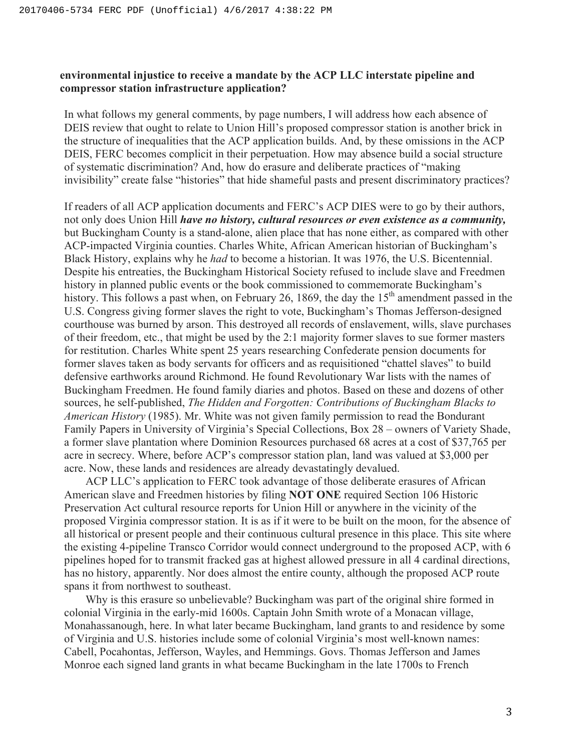**environmental injustice to receive a mandate by the ACP LLC interstate pipeline and compressor station infrastructure application?**

In what follows my general comments, by page numbers, I will address how each absence of DEIS review that ought to relate to Union Hill's proposed compressor station is another brick in the structure of inequalities that the ACP application builds. And, by these omissions in the ACP DEIS, FERC becomes complicit in their perpetuation. How may absence build a social structure of systematic discrimination? And, how do erasure and deliberate practices of "making invisibility" create false "histories" that hide shameful pasts and present discriminatory practices?

If readers of all ACP application documents and FERC's ACP DIES were to go by their authors, not only does Union Hill ***have no history, cultural resources or even existence as a community,*** but Buckingham County is a stand-alone, alien place that has none either, as compared with other ACP-impacted Virginia counties. Charles White, African American historian of Buckingham's Black History, explains why he *had* to become a historian. It was 1976, the U.S. Bicentennial. Despite his entreaties, the Buckingham Historical Society refused to include slave and Freedmen history in planned public events or the book commissioned to commemorate Buckingham's history. This follows a past when, on February 26, 1869, the day the 15th amendment passed in the U.S. Congress giving former slaves the right to vote, Buckingham's Thomas Jefferson-designed courthouse was burned by arson. This destroyed all records of enslavement, wills, slave purchases of their freedom, etc., that might be used by the 2:1 majority former slaves to sue former masters for restitution. Charles White spent 25 years researching Confederate pension documents for former slaves taken as body servants for officers and as requisitioned "chattel slaves" to build defensive earthworks around Richmond. He found Revolutionary War lists with the names of Buckingham Freedmen. He found family diaries and photos. Based on these and dozens of other sources, he self-published, *The Hidden and Forgotten: Contributions of Buckingham Blacks to American History* (1985). Mr. White was not given family permission to read the Bondurant Family Papers in University of Virginia's Special Collections, Box 28 – owners of Variety Shade, a former slave plantation where Dominion Resources purchased 68 acres at a cost of $37,765 per acre in secrecy. Where, before ACP's compressor station plan, land was valued at $3,000 per acre. Now, these lands and residences are already devastatingly devalued.

ACP LLC's application to FERC took advantage of those deliberate erasures of African American slave and Freedmen histories by filing **NOT ONE** required Section 106 Historic Preservation Act cultural resource reports for Union Hill or anywhere in the vicinity of the proposed Virginia compressor station. It is as if it were to be built on the moon, for the absence of all historical or present people and their continuous cultural presence in this place. This site where the existing 4-pipeline Transco Corridor would connect underground to the proposed ACP, with 6 pipelines hoped for to transmit fracked gas at highest allowed pressure in all 4 cardinal directions, has no history, apparently. Nor does almost the entire county, although the proposed ACP route spans it from northwest to southeast.

Why is this erasure so unbelievable? Buckingham was part of the original shire formed in colonial Virginia in the early-mid 1600s. Captain John Smith wrote of a Monacan village, Monahassanough, here. In what later became Buckingham, land grants to and residence by some of Virginia and U.S. histories include some of colonial Virginia's most well-known names: Cabell, Pocahontas, Jefferson, Wayles, and Hemmings. Govs. Thomas Jefferson and James Monroe each signed land grants in what became Buckingham in the late 1700s to French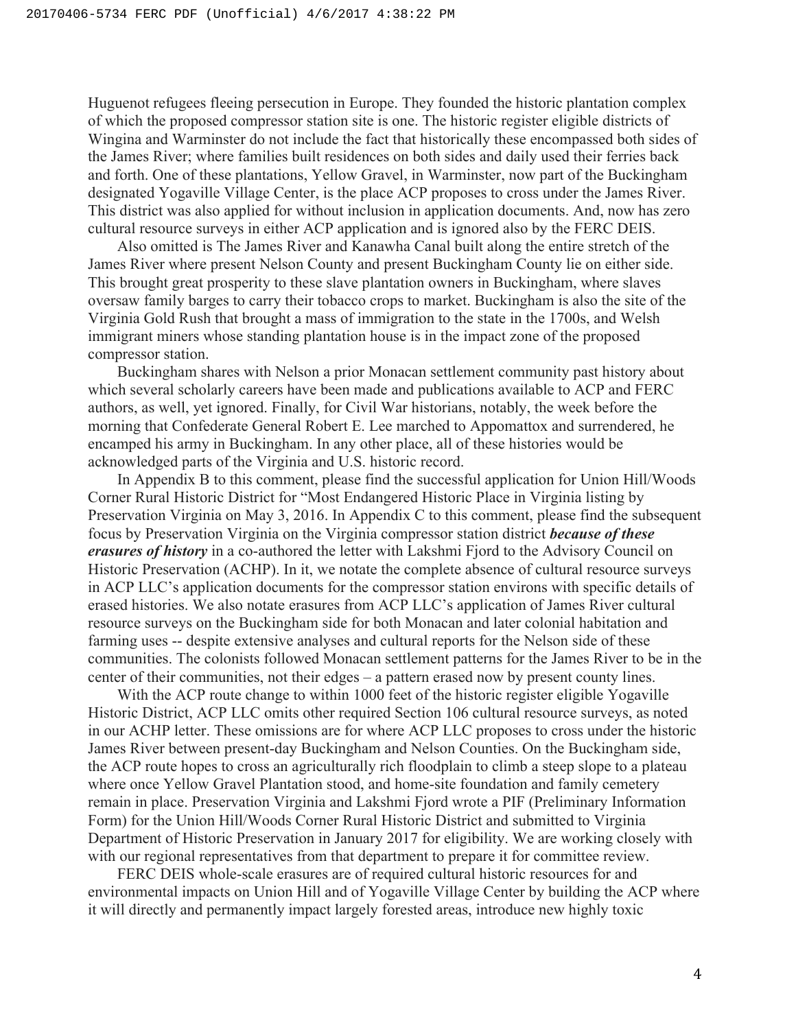Huguenot refugees fleeing persecution in Europe. They founded the historic plantation complex of which the proposed compressor station site is one. The historic register eligible districts of Wingina and Warminster do not include the fact that historically these encompassed both sides of the James River; where families built residences on both sides and daily used their ferries back and forth. One of these plantations, Yellow Gravel, in Warminster, now part of the Buckingham designated Yogaville Village Center, is the place ACP proposes to cross under the James River. This district was also applied for without inclusion in application documents. And, now has zero cultural resource surveys in either ACP application and is ignored also by the FERC DEIS.

Also omitted is The James River and Kanawha Canal built along the entire stretch of the James River where present Nelson County and present Buckingham County lie on either side. This brought great prosperity to these slave plantation owners in Buckingham, where slaves oversaw family barges to carry their tobacco crops to market. Buckingham is also the site of the Virginia Gold Rush that brought a mass of immigration to the state in the 1700s, and Welsh immigrant miners whose standing plantation house is in the impact zone of the proposed compressor station.

Buckingham shares with Nelson a prior Monacan settlement community past history about which several scholarly careers have been made and publications available to ACP and FERC authors, as well, yet ignored. Finally, for Civil War historians, notably, the week before the morning that Confederate General Robert E. Lee marched to Appomattox and surrendered, he encamped his army in Buckingham. In any other place, all of these histories would be acknowledged parts of the Virginia and U.S. historic record.

In Appendix B to this comment, please find the successful application for Union Hill/Woods Corner Rural Historic District for "Most Endangered Historic Place in Virginia listing by Preservation Virginia on May 3, 2016. In Appendix C to this comment, please find the subsequent focus by Preservation Virginia on the Virginia compressor station district ***because of these erasures of history*** in a co-authored the letter with Lakshmi Fjord to the Advisory Council on Historic Preservation (ACHP). In it, we notate the complete absence of cultural resource surveys in ACP LLC's application documents for the compressor station environs with specific details of erased histories. We also notate erasures from ACP LLC's application of James River cultural resource surveys on the Buckingham side for both Monacan and later colonial habitation and farming uses -- despite extensive analyses and cultural reports for the Nelson side of these communities. The colonists followed Monacan settlement patterns for the James River to be in the center of their communities, not their edges – a pattern erased now by present county lines.

With the ACP route change to within 1000 feet of the historic register eligible Yogaville Historic District, ACP LLC omits other required Section 106 cultural resource surveys, as noted in our ACHP letter. These omissions are for where ACP LLC proposes to cross under the historic James River between present-day Buckingham and Nelson Counties. On the Buckingham side, the ACP route hopes to cross an agriculturally rich floodplain to climb a steep slope to a plateau where once Yellow Gravel Plantation stood, and home-site foundation and family cemetery remain in place. Preservation Virginia and Lakshmi Fjord wrote a PIF (Preliminary Information Form) for the Union Hill/Woods Corner Rural Historic District and submitted to Virginia Department of Historic Preservation in January 2017 for eligibility. We are working closely with with our regional representatives from that department to prepare it for committee review.

FERC DEIS whole-scale erasures are of required cultural historic resources for and environmental impacts on Union Hill and of Yogaville Village Center by building the ACP where it will directly and permanently impact largely forested areas, introduce new highly toxic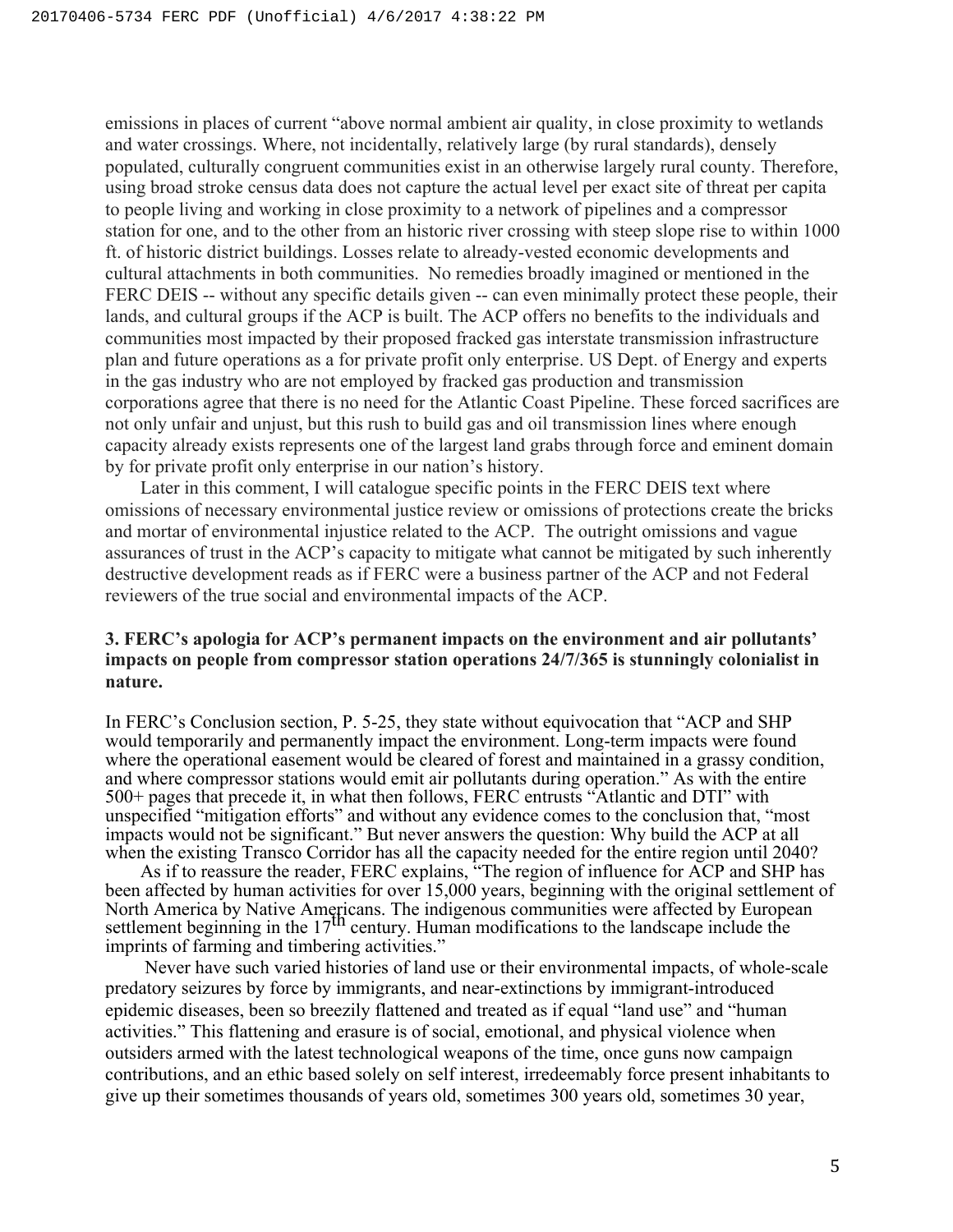emissions in places of current "above normal ambient air quality, in close proximity to wetlands and water crossings. Where, not incidentally, relatively large (by rural standards), densely populated, culturally congruent communities exist in an otherwise largely rural county. Therefore, using broad stroke census data does not capture the actual level per exact site of threat per capita to people living and working in close proximity to a network of pipelines and a compressor station for one, and to the other from an historic river crossing with steep slope rise to within 1000 ft. of historic district buildings. Losses relate to already-vested economic developments and cultural attachments in both communities. No remedies broadly imagined or mentioned in the FERC DEIS -- without any specific details given -- can even minimally protect these people, their lands, and cultural groups if the ACP is built. The ACP offers no benefits to the individuals and communities most impacted by their proposed fracked gas interstate transmission infrastructure plan and future operations as a for private profit only enterprise. US Dept. of Energy and experts in the gas industry who are not employed by fracked gas production and transmission corporations agree that there is no need for the Atlantic Coast Pipeline. These forced sacrifices are not only unfair and unjust, but this rush to build gas and oil transmission lines where enough capacity already exists represents one of the largest land grabs through force and eminent domain by for private profit only enterprise in our nation's history.

Later in this comment, I will catalogue specific points in the FERC DEIS text where omissions of necessary environmental justice review or omissions of protections create the bricks and mortar of environmental injustice related to the ACP. The outright omissions and vague assurances of trust in the ACP's capacity to mitigate what cannot be mitigated by such inherently destructive development reads as if FERC were a business partner of the ACP and not Federal reviewers of the true social and environmental impacts of the ACP.

**3. FERC's apologia for ACP's permanent impacts on the environment and air pollutants' impacts on people from compressor station operations 24/7/365 is stunningly colonialist in nature.**

In FERC's Conclusion section, P. 5-25, they state without equivocation that "ACP and SHP would temporarily and permanently impact the environment. Long-term impacts were found where the operational easement would be cleared of forest and maintained in a grassy condition, and where compressor stations would emit air pollutants during operation." As with the entire 500+ pages that precede it, in what then follows, FERC entrusts "Atlantic and DTI" with unspecified "mitigation efforts" and without any evidence comes to the conclusion that, "most impacts would not be significant." But never answers the question: Why build the ACP at all when the existing Transco Corridor has all the capacity needed for the entire region until 2040?

As if to reassure the reader, FERC explains, "The region of influence for ACP and SHP has been affected by human activities for over 15,000 years, beginning with the original settlement of North America by Native Americans. The indigenous communities were affected by European settlement beginning in the 17th century. Human modifications to the landscape include the imprints of farming and timbering activities."

Never have such varied histories of land use or their environmental impacts, of whole-scale predatory seizures by force by immigrants, and near-extinctions by immigrant-introduced epidemic diseases, been so breezily flattened and treated as if equal "land use" and "human activities." This flattening and erasure is of social, emotional, and physical violence when outsiders armed with the latest technological weapons of the time, once guns now campaign contributions, and an ethic based solely on self interest, irredeemably force present inhabitants to give up their sometimes thousands of years old, sometimes 300 years old, sometimes 30 year,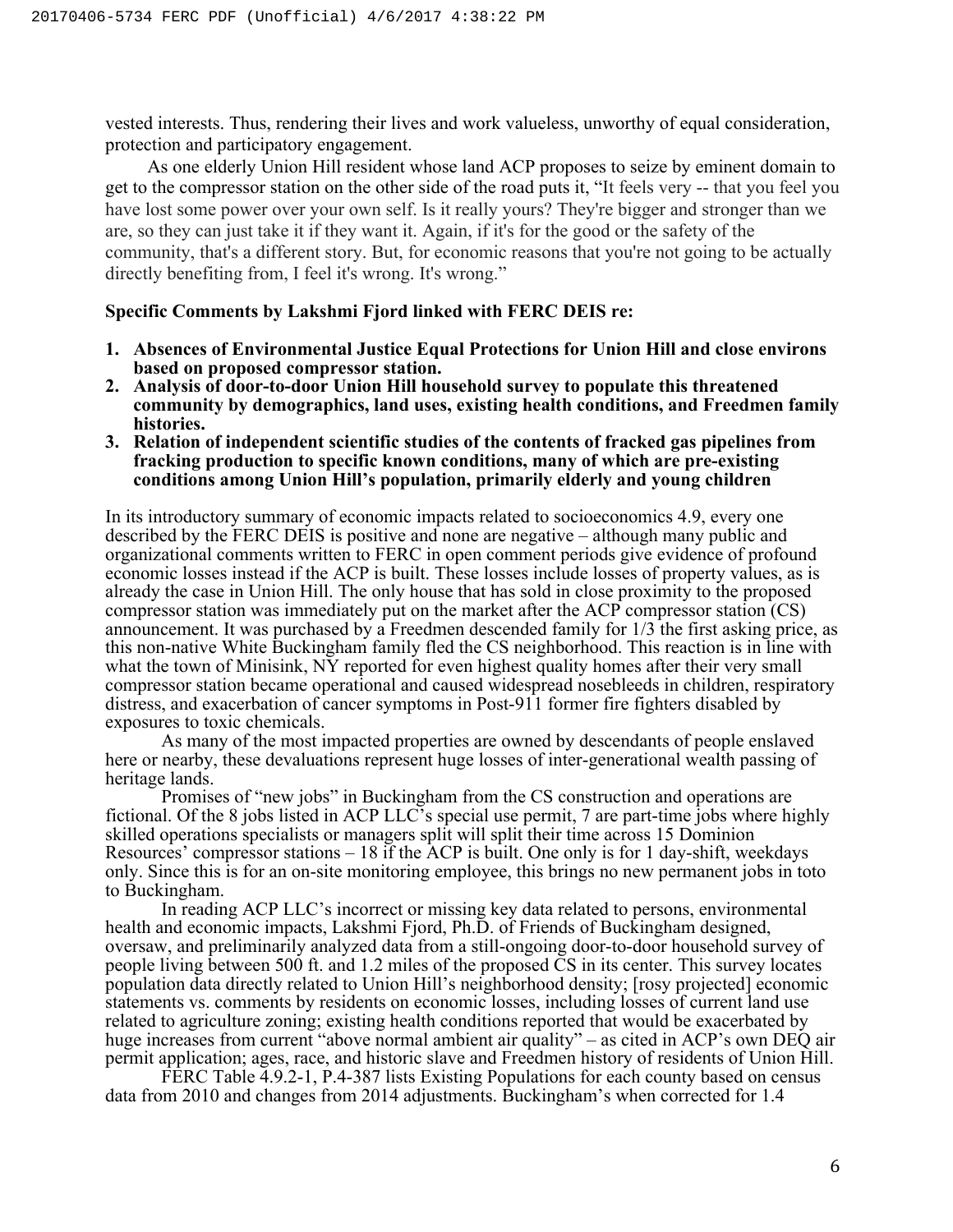vested interests. Thus, rendering their lives and work valueless, unworthy of equal consideration, protection and participatory engagement.

As one elderly Union Hill resident whose land ACP proposes to seize by eminent domain to get to the compressor station on the other side of the road puts it, "It feels very -- that you feel you have lost some power over your own self. Is it really yours? They're bigger and stronger than we are, so they can just take it if they want it. Again, if it's for the good or the safety of the community, that's a different story. But, for economic reasons that you're not going to be actually directly benefiting from, I feel it's wrong. It's wrong."

**Specific Comments by Lakshmi Fjord linked with FERC DEIS re:**

1. **Absences of Environmental Justice Equal Protections for Union Hill and close environs based on proposed compressor station.**
2. **Analysis of door-to-door Union Hill household survey to populate this threatened community by demographics, land uses, existing health conditions, and Freedmen family histories.**
3. **Relation of independent scientific studies of the contents of fracked gas pipelines from fracking production to specific known conditions, many of which are pre-existing conditions among Union Hill's population, primarily elderly and young children**

In its introductory summary of economic impacts related to socioeconomics 4.9, every one described by the FERC DEIS is positive and none are negative – although many public and organizational comments written to FERC in open comment periods give evidence of profound economic losses instead if the ACP is built. These losses include losses of property values, as is already the case in Union Hill. The only house that has sold in close proximity to the proposed compressor station was immediately put on the market after the ACP compressor station (CS) announcement. It was purchased by a Freedmen descended family for 1/3 the first asking price, as this non-native White Buckingham family fled the CS neighborhood. This reaction is in line with what the town of Minisink, NY reported for even highest quality homes after their very small compressor station became operational and caused widespread nosebleeds in children, respiratory distress, and exacerbation of cancer symptoms in Post-911 former fire fighters disabled by exposures to toxic chemicals.

As many of the most impacted properties are owned by descendants of people enslaved here or nearby, these devaluations represent huge losses of inter-generational wealth passing of heritage lands.

Promises of "new jobs" in Buckingham from the CS construction and operations are fictional. Of the 8 jobs listed in ACP LLC's special use permit, 7 are part-time jobs where highly skilled operations specialists or managers split will split their time across 15 Dominion Resources' compressor stations – 18 if the ACP is built. One only is for 1 day-shift, weekdays only. Since this is for an on-site monitoring employee, this brings no new permanent jobs in toto to Buckingham.

In reading ACP LLC's incorrect or missing key data related to persons, environmental health and economic impacts, Lakshmi Fjord, Ph.D. of Friends of Buckingham designed, oversaw, and preliminarily analyzed data from a still-ongoing door-to-door household survey of people living between 500 ft. and 1.2 miles of the proposed CS in its center. This survey locates population data directly related to Union Hill's neighborhood density; [rosy projected] economic statements vs. comments by residents on economic losses, including losses of current land use related to agriculture zoning; existing health conditions reported that would be exacerbated by huge increases from current "above normal ambient air quality" – as cited in ACP's own DEQ air permit application; ages, race, and historic slave and Freedmen history of residents of Union Hill.

FERC Table 4.9.2-1, P.4-387 lists Existing Populations for each county based on census data from 2010 and changes from 2014 adjustments. Buckingham's when corrected for 1.4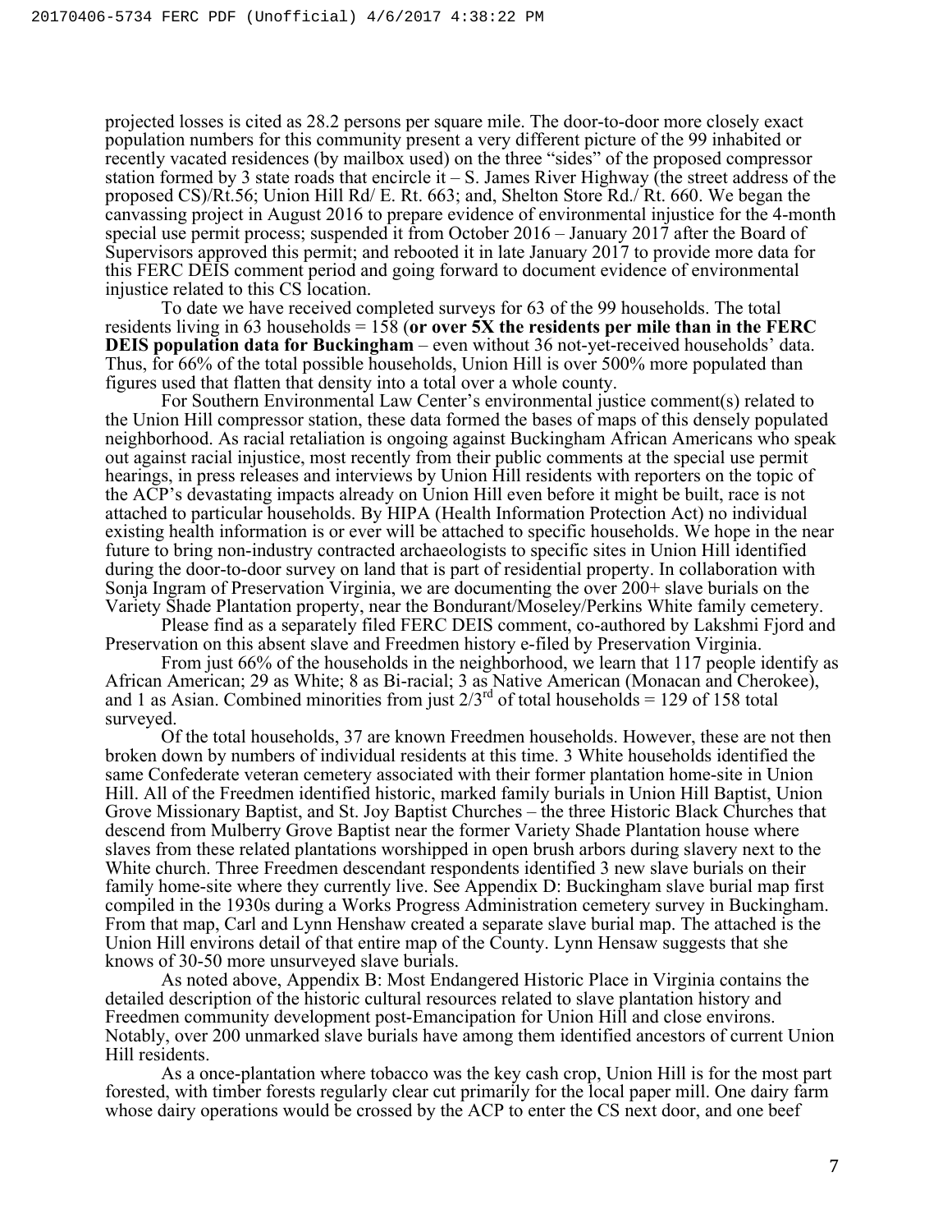projected losses is cited as 28.2 persons per square mile. The door-to-door more closely exact population numbers for this community present a very different picture of the 99 inhabited or recently vacated residences (by mailbox used) on the three "sides" of the proposed compressor station formed by 3 state roads that encircle it – S. James River Highway (the street address of the proposed CS)/Rt.56; Union Hill Rd/ E. Rt. 663; and, Shelton Store Rd./ Rt. 660. We began the canvassing project in August 2016 to prepare evidence of environmental injustice for the 4-month special use permit process; suspended it from October 2016 – January 2017 after the Board of Supervisors approved this permit; and rebooted it in late January 2017 to provide more data for this FERC DEIS comment period and going forward to document evidence of environmental injustice related to this CS location.

To date we have received completed surveys for 63 of the 99 households. The total residents living in 63 households = 158 (**or over 5X the residents per mile than in the FERC DEIS population data for Buckingham** – even without 36 not-yet-received households' data. Thus, for 66% of the total possible households, Union Hill is over 500% more populated than figures used that flatten that density into a total over a whole county.

For Southern Environmental Law Center's environmental justice comment(s) related to the Union Hill compressor station, these data formed the bases of maps of this densely populated neighborhood. As racial retaliation is ongoing against Buckingham African Americans who speak out against racial injustice, most recently from their public comments at the special use permit hearings, in press releases and interviews by Union Hill residents with reporters on the topic of the ACP's devastating impacts already on Union Hill even before it might be built, race is not attached to particular households. By HIPA (Health Information Protection Act) no individual existing health information is or ever will be attached to specific households. We hope in the near future to bring non-industry contracted archaeologists to specific sites in Union Hill identified during the door-to-door survey on land that is part of residential property. In collaboration with Sonja Ingram of Preservation Virginia, we are documenting the over 200+ slave burials on the Variety Shade Plantation property, near the Bondurant/Moseley/Perkins White family cemetery.

Please find as a separately filed FERC DEIS comment, co-authored by Lakshmi Fjord and Preservation on this absent slave and Freedmen history e-filed by Preservation Virginia.

From just 66% of the households in the neighborhood, we learn that 117 people identify as African American; 29 as White; 8 as Bi-racial; 3 as Native American (Monacan and Cherokee), and 1 as Asian. Combined minorities from just 2/3rd of total households = 129 of 158 total surveyed.

Of the total households, 37 are known Freedmen households. However, these are not then broken down by numbers of individual residents at this time. 3 White households identified the same Confederate veteran cemetery associated with their former plantation home-site in Union Hill. All of the Freedmen identified historic, marked family burials in Union Hill Baptist, Union Grove Missionary Baptist, and St. Joy Baptist Churches – the three Historic Black Churches that descend from Mulberry Grove Baptist near the former Variety Shade Plantation house where slaves from these related plantations worshipped in open brush arbors during slavery next to the White church. Three Freedmen descendant respondents identified 3 new slave burials on their family home-site where they currently live. See Appendix D: Buckingham slave burial map first compiled in the 1930s during a Works Progress Administration cemetery survey in Buckingham. From that map, Carl and Lynn Henshaw created a separate slave burial map. The attached is the Union Hill environs detail of that entire map of the County. Lynn Hensaw suggests that she knows of 30-50 more unsurveyed slave burials.

As noted above, Appendix B: Most Endangered Historic Place in Virginia contains the detailed description of the historic cultural resources related to slave plantation history and Freedmen community development post-Emancipation for Union Hill and close environs. Notably, over 200 unmarked slave burials have among them identified ancestors of current Union Hill residents.

As a once-plantation where tobacco was the key cash crop, Union Hill is for the most part forested, with timber forests regularly clear cut primarily for the local paper mill. One dairy farm whose dairy operations would be crossed by the ACP to enter the CS next door, and one beef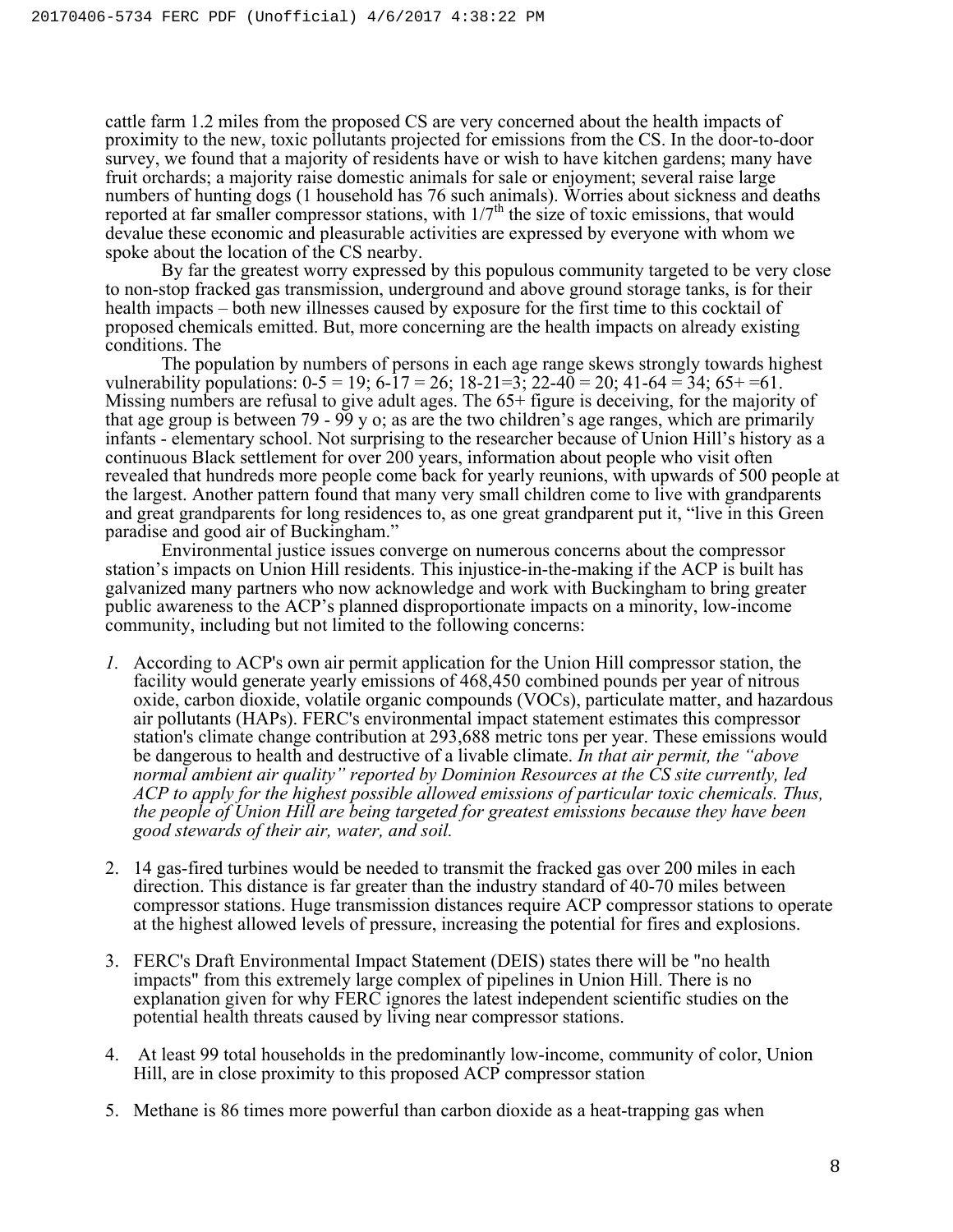cattle farm 1.2 miles from the proposed CS are very concerned about the health impacts of proximity to the new, toxic pollutants projected for emissions from the CS. In the door-to-door survey, we found that a majority of residents have or wish to have kitchen gardens; many have fruit orchards; a majority raise domestic animals for sale or enjoyment; several raise large numbers of hunting dogs (1 household has 76 such animals). Worries about sickness and deaths reported at far smaller compressor stations, with 1/7th the size of toxic emissions, that would devalue these economic and pleasurable activities are expressed by everyone with whom we spoke about the location of the CS nearby.

By far the greatest worry expressed by this populous community targeted to be very close to non-stop fracked gas transmission, underground and above ground storage tanks, is for their health impacts – both new illnesses caused by exposure for the first time to this cocktail of proposed chemicals emitted. But, more concerning are the health impacts on already existing conditions. The

The population by numbers of persons in each age range skews strongly towards highest vulnerability populations: 0-5 = 19; 6-17 = 26; 18-21=3; 22-40 = 20; 41-64 = 34; 65+ =61. Missing numbers are refusal to give adult ages. The 65+ figure is deceiving, for the majority of that age group is between 79 - 99 y o; as are the two children's age ranges, which are primarily infants - elementary school. Not surprising to the researcher because of Union Hill's history as a continuous Black settlement for over 200 years, information about people who visit often revealed that hundreds more people come back for yearly reunions, with upwards of 500 people at the largest. Another pattern found that many very small children come to live with grandparents and great grandparents for long residences to, as one great grandparent put it, "live in this Green paradise and good air of Buckingham."

Environmental justice issues converge on numerous concerns about the compressor station's impacts on Union Hill residents. This injustice-in-the-making if the ACP is built has galvanized many partners who now acknowledge and work with Buckingham to bring greater public awareness to the ACP's planned disproportionate impacts on a minority, low-income community, including but not limited to the following concerns:

1. According to ACP's own air permit application for the Union Hill compressor station, the facility would generate yearly emissions of 468,450 combined pounds per year of nitrous oxide, carbon dioxide, volatile organic compounds (VOCs), particulate matter, and hazardous air pollutants (HAPs). FERC's environmental impact statement estimates this compressor station's climate change contribution at 293,688 metric tons per year. These emissions would be dangerous to health and destructive of a livable climate. *In that air permit, the "above normal ambient air quality" reported by Dominion Resources at the CS site currently, led ACP to apply for the highest possible allowed emissions of particular toxic chemicals. Thus, the people of Union Hill are being targeted for greatest emissions because they have been good stewards of their air, water, and soil.*

2. 14 gas-fired turbines would be needed to transmit the fracked gas over 200 miles in each direction. This distance is far greater than the industry standard of 40-70 miles between compressor stations. Huge transmission distances require ACP compressor stations to operate at the highest allowed levels of pressure, increasing the potential for fires and explosions.

3. FERC's Draft Environmental Impact Statement (DEIS) states there will be "no health impacts" from this extremely large complex of pipelines in Union Hill. There is no explanation given for why FERC ignores the latest independent scientific studies on the potential health threats caused by living near compressor stations.

4. At least 99 total households in the predominantly low-income, community of color, Union Hill, are in close proximity to this proposed ACP compressor station

5. Methane is 86 times more powerful than carbon dioxide as a heat-trapping gas when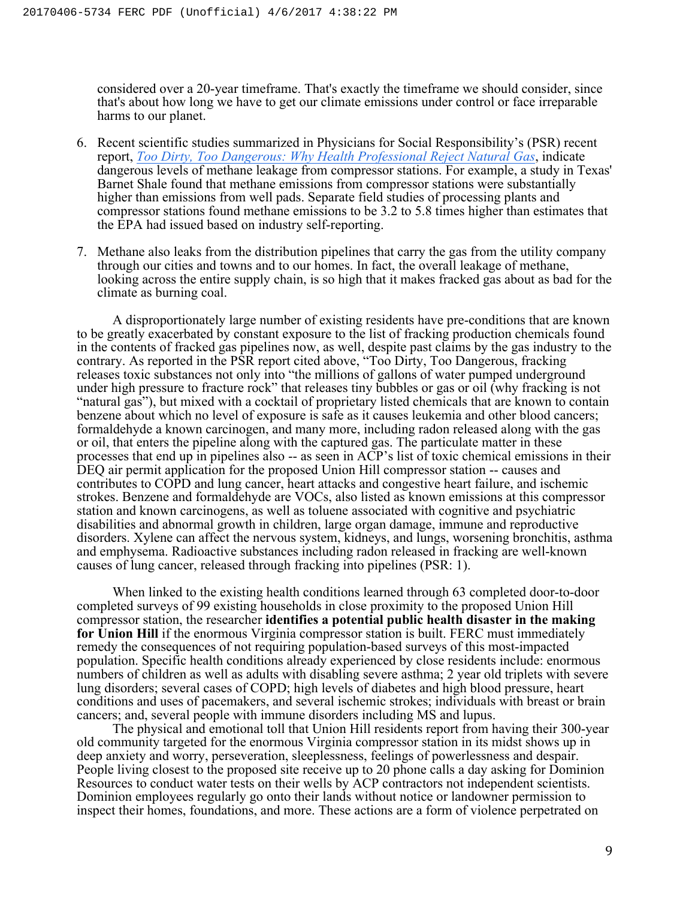considered over a 20-year timeframe. That's exactly the timeframe we should consider, since that's about how long we have to get our climate emissions under control or face irreparable harms to our planet.

6. Recent scientific studies summarized in Physicians for Social Responsibility's (PSR) recent report, *Too Dirty, Too Dangerous: Why Health Professional Reject Natural Gas*, indicate dangerous levels of methane leakage from compressor stations. For example, a study in Texas' Barnet Shale found that methane emissions from compressor stations were substantially higher than emissions from well pads. Separate field studies of processing plants and compressor stations found methane emissions to be 3.2 to 5.8 times higher than estimates that the EPA had issued based on industry self-reporting.

7. Methane also leaks from the distribution pipelines that carry the gas from the utility company through our cities and towns and to our homes. In fact, the overall leakage of methane, looking across the entire supply chain, is so high that it makes fracked gas about as bad for the climate as burning coal.

A disproportionately large number of existing residents have pre-conditions that are known to be greatly exacerbated by constant exposure to the list of fracking production chemicals found in the contents of fracked gas pipelines now, as well, despite past claims by the gas industry to the contrary. As reported in the PSR report cited above, "Too Dirty, Too Dangerous, fracking releases toxic substances not only into "the millions of gallons of water pumped underground under high pressure to fracture rock" that releases tiny bubbles or gas or oil (why fracking is not "natural gas"), but mixed with a cocktail of proprietary listed chemicals that are known to contain benzene about which no level of exposure is safe as it causes leukemia and other blood cancers; formaldehyde a known carcinogen, and many more, including radon released along with the gas or oil, that enters the pipeline along with the captured gas. The particulate matter in these processes that end up in pipelines also -- as seen in ACP's list of toxic chemical emissions in their DEQ air permit application for the proposed Union Hill compressor station -- causes and contributes to COPD and lung cancer, heart attacks and congestive heart failure, and ischemic strokes. Benzene and formaldehyde are VOCs, also listed as known emissions at this compressor station and known carcinogens, as well as toluene associated with cognitive and psychiatric disabilities and abnormal growth in children, large organ damage, immune and reproductive disorders. Xylene can affect the nervous system, kidneys, and lungs, worsening bronchitis, asthma and emphysema. Radioactive substances including radon released in fracking are well-known causes of lung cancer, released through fracking into pipelines (PSR: 1).

When linked to the existing health conditions learned through 63 completed door-to-door completed surveys of 99 existing households in close proximity to the proposed Union Hill compressor station, the researcher **identifies a potential public health disaster in the making for Union Hill** if the enormous Virginia compressor station is built. FERC must immediately remedy the consequences of not requiring population-based surveys of this most-impacted population. Specific health conditions already experienced by close residents include: enormous numbers of children as well as adults with disabling severe asthma; 2 year old triplets with severe lung disorders; several cases of COPD; high levels of diabetes and high blood pressure, heart conditions and uses of pacemakers, and several ischemic strokes; individuals with breast or brain cancers; and, several people with immune disorders including MS and lupus.

The physical and emotional toll that Union Hill residents report from having their 300-year old community targeted for the enormous Virginia compressor station in its midst shows up in deep anxiety and worry, perseveration, sleeplessness, feelings of powerlessness and despair. People living closest to the proposed site receive up to 20 phone calls a day asking for Dominion Resources to conduct water tests on their wells by ACP contractors not independent scientists. Dominion employees regularly go onto their lands without notice or landowner permission to inspect their homes, foundations, and more. These actions are a form of violence perpetrated on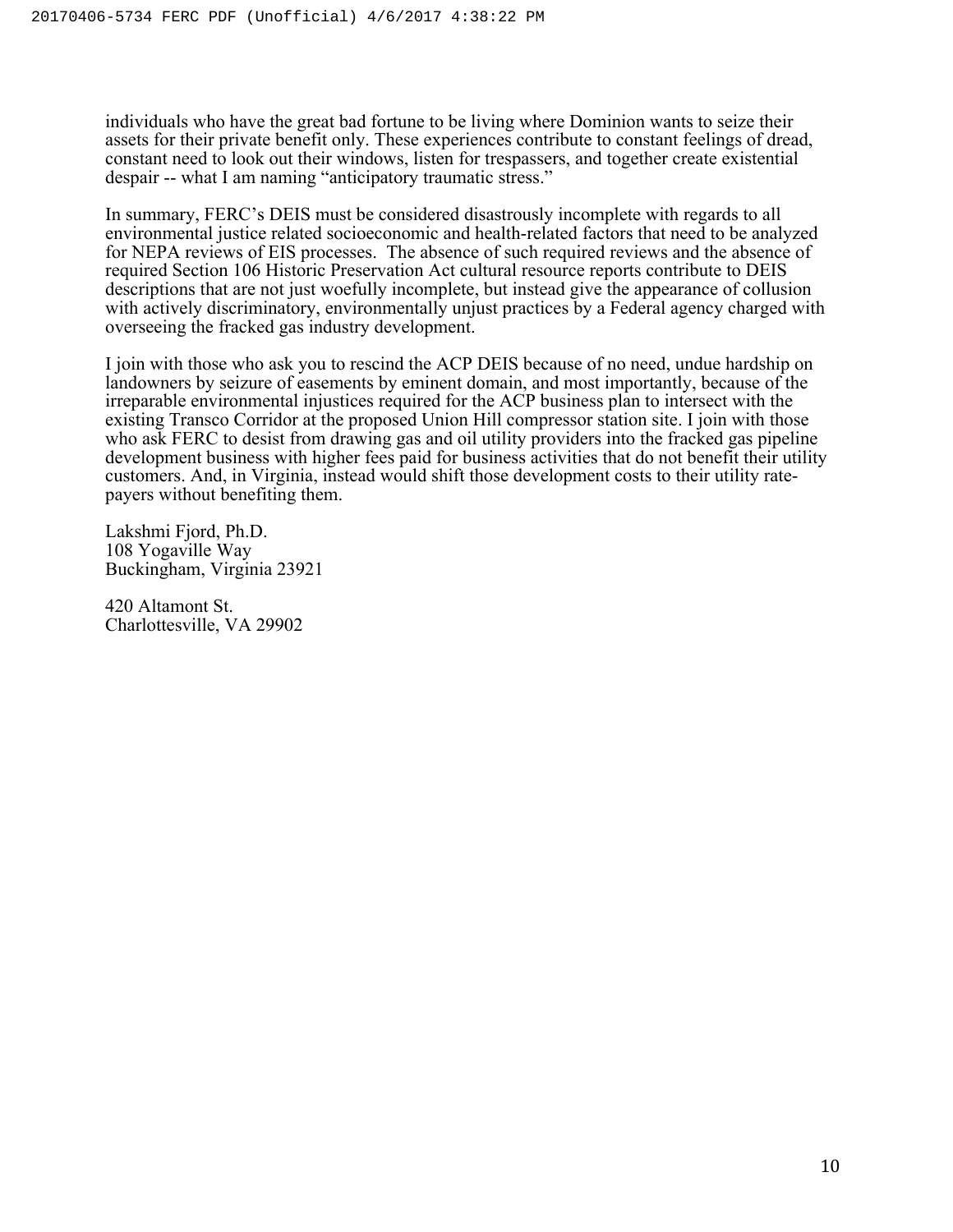individuals who have the great bad fortune to be living where Dominion wants to seize their assets for their private benefit only. These experiences contribute to constant feelings of dread, constant need to look out their windows, listen for trespassers, and together create existential despair -- what I am naming "anticipatory traumatic stress."

In summary, FERC's DEIS must be considered disastrously incomplete with regards to all environmental justice related socioeconomic and health-related factors that need to be analyzed for NEPA reviews of EIS processes. The absence of such required reviews and the absence of required Section 106 Historic Preservation Act cultural resource reports contribute to DEIS descriptions that are not just woefully incomplete, but instead give the appearance of collusion with actively discriminatory, environmentally unjust practices by a Federal agency charged with overseeing the fracked gas industry development.

I join with those who ask you to rescind the ACP DEIS because of no need, undue hardship on landowners by seizure of easements by eminent domain, and most importantly, because of the irreparable environmental injustices required for the ACP business plan to intersect with the existing Transco Corridor at the proposed Union Hill compressor station site. I join with those who ask FERC to desist from drawing gas and oil utility providers into the fracked gas pipeline development business with higher fees paid for business activities that do not benefit their utility customers. And, in Virginia, instead would shift those development costs to their utility rate-payers without benefiting them.

Lakshmi Fjord, Ph.D.
108 Yogaville Way
Buckingham, Virginia 23921

420 Altamont St.
Charlottesville, VA 29902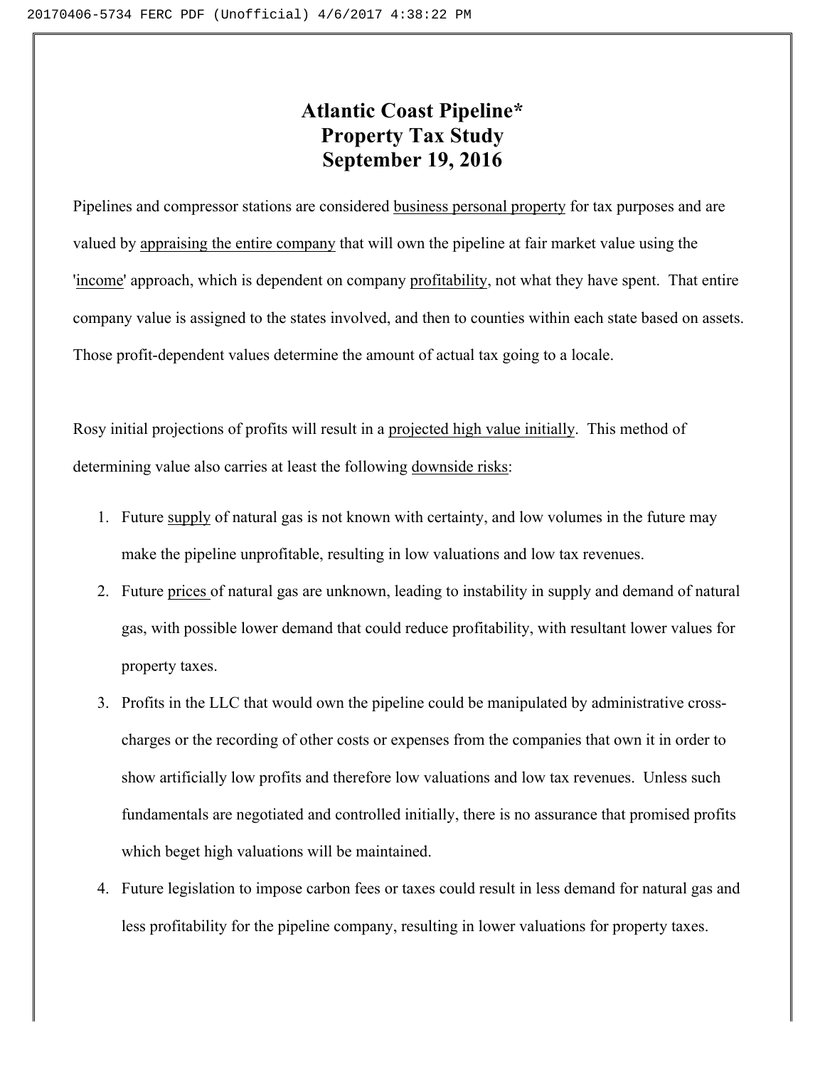# Atlantic Coast Pipeline*
# Property Tax Study
# September 19, 2016

Pipelines and compressor stations are considered business personal property for tax purposes and are valued by appraising the entire company that will own the pipeline at fair market value using the 'income' approach, which is dependent on company profitability, not what they have spent. That entire company value is assigned to the states involved, and then to counties within each state based on assets. Those profit-dependent values determine the amount of actual tax going to a locale.

Rosy initial projections of profits will result in a projected high value initially. This method of determining value also carries at least the following downside risks:

1. Future supply of natural gas is not known with certainty, and low volumes in the future may make the pipeline unprofitable, resulting in low valuations and low tax revenues.
2. Future prices of natural gas are unknown, leading to instability in supply and demand of natural gas, with possible lower demand that could reduce profitability, with resultant lower values for property taxes.
3. Profits in the LLC that would own the pipeline could be manipulated by administrative cross-charges or the recording of other costs or expenses from the companies that own it in order to show artificially low profits and therefore low valuations and low tax revenues. Unless such fundamentals are negotiated and controlled initially, there is no assurance that promised profits which beget high valuations will be maintained.
4. Future legislation to impose carbon fees or taxes could result in less demand for natural gas and less profitability for the pipeline company, resulting in lower valuations for property taxes.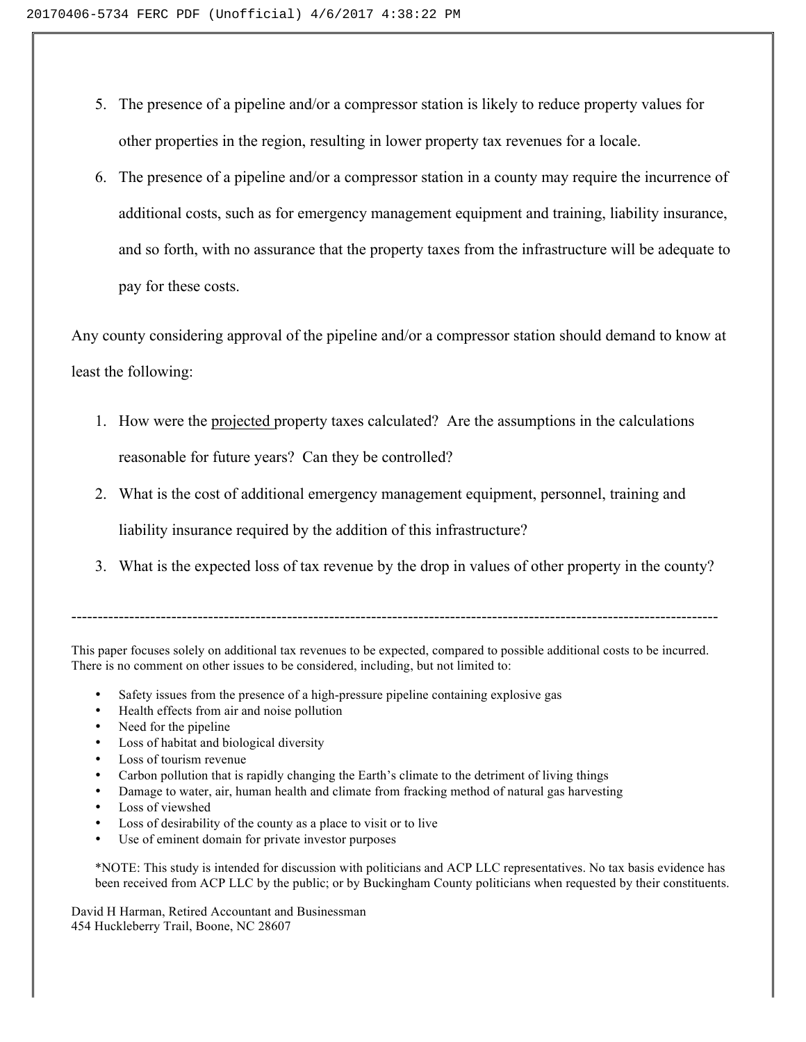5. The presence of a pipeline and/or a compressor station is likely to reduce property values for other properties in the region, resulting in lower property tax revenues for a locale.
6. The presence of a pipeline and/or a compressor station in a county may require the incurrence of additional costs, such as for emergency management equipment and training, liability insurance, and so forth, with no assurance that the property taxes from the infrastructure will be adequate to pay for these costs.

Any county considering approval of the pipeline and/or a compressor station should demand to know at least the following:

1. How were the <u>projected</u> property taxes calculated? Are the assumptions in the calculations reasonable for future years? Can they be controlled?
2. What is the cost of additional emergency management equipment, personnel, training and liability insurance required by the addition of this infrastructure?
3. What is the expected loss of tax revenue by the drop in values of other property in the county?

---

This paper focuses solely on additional tax revenues to be expected, compared to possible additional costs to be incurred. There is no comment on other issues to be considered, including, but not limited to:

- Safety issues from the presence of a high-pressure pipeline containing explosive gas
- Health effects from air and noise pollution
- Need for the pipeline
- Loss of habitat and biological diversity
- Loss of tourism revenue
- Carbon pollution that is rapidly changing the Earth's climate to the detriment of living things
- Damage to water, air, human health and climate from fracking method of natural gas harvesting
- Loss of viewshed
- Loss of desirability of the county as a place to visit or to live
- Use of eminent domain for private investor purposes

*NOTE: This study is intended for discussion with politicians and ACP LLC representatives. No tax basis evidence has been received from ACP LLC by the public; or by Buckingham County politicians when requested by their constituents.

David H Harman, Retired Accountant and Businessman
454 Huckleberry Trail, Boone, NC 28607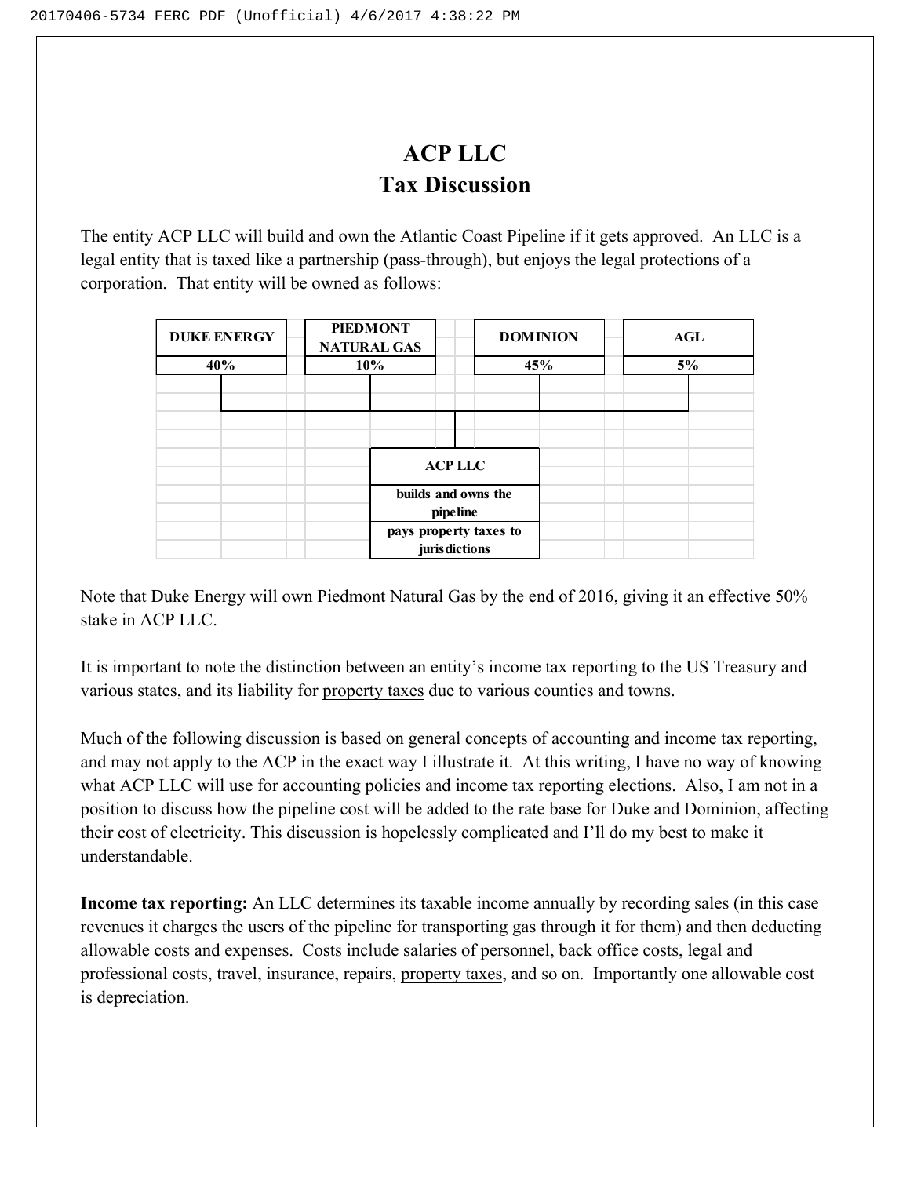# ACP LLC
## Tax Discussion

The entity ACP LLC will build and own the Atlantic Coast Pipeline if it gets approved. An LLC is a legal entity that is taxed like a partnership (pass-through), but enjoys the legal protections of a corporation. That entity will be owned as follows:

| DUKE ENERGY | PIEDMONT NATURAL GAS | DOMINION | AGL |
|---|---|---|---|
| 40% | 10% | 45% | 5% |

**ACP LLC**
- builds and owns the pipeline
- pays property taxes to jurisdictions

Note that Duke Energy will own Piedmont Natural Gas by the end of 2016, giving it an effective 50% stake in ACP LLC.

It is important to note the distinction between an entity's income tax reporting to the US Treasury and various states, and its liability for property taxes due to various counties and towns.

Much of the following discussion is based on general concepts of accounting and income tax reporting, and may not apply to the ACP in the exact way I illustrate it. At this writing, I have no way of knowing what ACP LLC will use for accounting policies and income tax reporting elections. Also, I am not in a position to discuss how the pipeline cost will be added to the rate base for Duke and Dominion, affecting their cost of electricity. This discussion is hopelessly complicated and I'll do my best to make it understandable.

**Income tax reporting:** An LLC determines its taxable income annually by recording sales (in this case revenues it charges the users of the pipeline for transporting gas through it for them) and then deducting allowable costs and expenses. Costs include salaries of personnel, back office costs, legal and professional costs, travel, insurance, repairs, property taxes, and so on. Importantly one allowable cost is depreciation.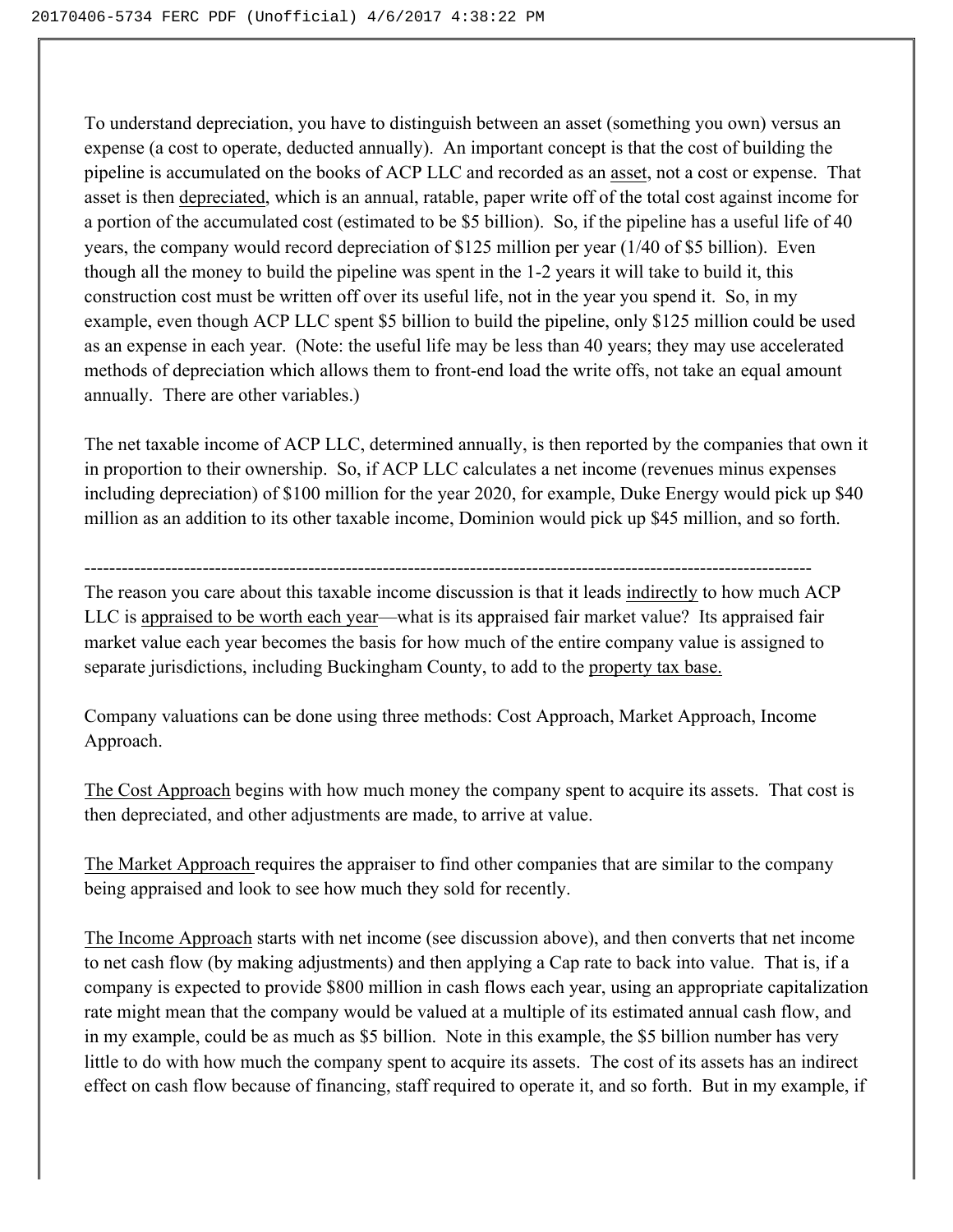To understand depreciation, you have to distinguish between an asset (something you own) versus an expense (a cost to operate, deducted annually). An important concept is that the cost of building the pipeline is accumulated on the books of ACP LLC and recorded as an <u>asset</u>, not a cost or expense. That asset is then <u>depreciated</u>, which is an annual, ratable, paper write off of the total cost against income for a portion of the accumulated cost (estimated to be $5 billion). So, if the pipeline has a useful life of 40 years, the company would record depreciation of $125 million per year (1/40 of $5 billion). Even though all the money to build the pipeline was spent in the 1-2 years it will take to build it, this construction cost must be written off over its useful life, not in the year you spend it. So, in my example, even though ACP LLC spent $5 billion to build the pipeline, only $125 million could be used as an expense in each year. (Note: the useful life may be less than 40 years; they may use accelerated methods of depreciation which allows them to front-end load the write offs, not take an equal amount annually. There are other variables.)

The net taxable income of ACP LLC, determined annually, is then reported by the companies that own it in proportion to their ownership. So, if ACP LLC calculates a net income (revenues minus expenses including depreciation) of $100 million for the year 2020, for example, Duke Energy would pick up $40 million as an addition to its other taxable income, Dominion would pick up $45 million, and so forth.

---

The reason you care about this taxable income discussion is that it leads <u>indirectly</u> to how much ACP LLC is <u>appraised to be worth each year</u>—what is its appraised fair market value? Its appraised fair market value each year becomes the basis for how much of the entire company value is assigned to separate jurisdictions, including Buckingham County, to add to the <u>property tax base.</u>

Company valuations can be done using three methods: Cost Approach, Market Approach, Income Approach.

<u>The Cost Approach</u> begins with how much money the company spent to acquire its assets. That cost is then depreciated, and other adjustments are made, to arrive at value.

<u>The Market Approach</u> requires the appraiser to find other companies that are similar to the company being appraised and look to see how much they sold for recently.

<u>The Income Approach</u> starts with net income (see discussion above), and then converts that net income to net cash flow (by making adjustments) and then applying a Cap rate to back into value. That is, if a company is expected to provide $800 million in cash flows each year, using an appropriate capitalization rate might mean that the company would be valued at a multiple of its estimated annual cash flow, and in my example, could be as much as $5 billion. Note in this example, the $5 billion number has very little to do with how much the company spent to acquire its assets. The cost of its assets has an indirect effect on cash flow because of financing, staff required to operate it, and so forth. But in my example, if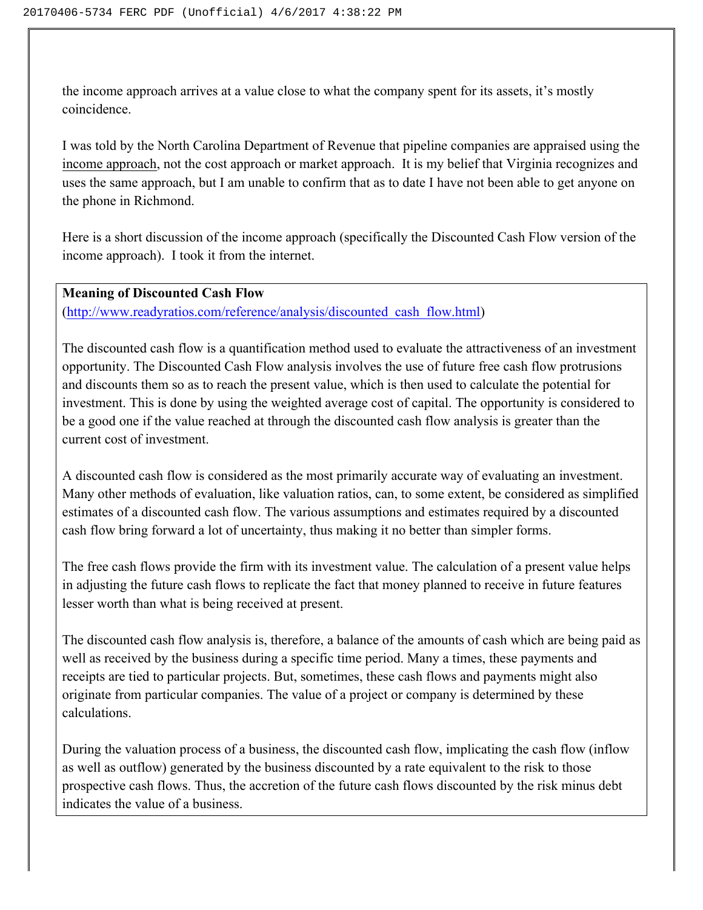the income approach arrives at a value close to what the company spent for its assets, it's mostly coincidence.

I was told by the North Carolina Department of Revenue that pipeline companies are appraised using the income approach, not the cost approach or market approach.  It is my belief that Virginia recognizes and uses the same approach, but I am unable to confirm that as to date I have not been able to get anyone on the phone in Richmond.

Here is a short discussion of the income approach (specifically the Discounted Cash Flow version of the income approach).  I took it from the internet.

> **Meaning of Discounted Cash Flow**
> (http://www.readyratios.com/reference/analysis/discounted_cash_flow.html)
>
> The discounted cash flow is a quantification method used to evaluate the attractiveness of an investment opportunity. The Discounted Cash Flow analysis involves the use of future free cash flow protrusions and discounts them so as to reach the present value, which is then used to calculate the potential for investment. This is done by using the weighted average cost of capital. The opportunity is considered to be a good one if the value reached at through the discounted cash flow analysis is greater than the current cost of investment.
>
> A discounted cash flow is considered as the most primarily accurate way of evaluating an investment. Many other methods of evaluation, like valuation ratios, can, to some extent, be considered as simplified estimates of a discounted cash flow. The various assumptions and estimates required by a discounted cash flow bring forward a lot of uncertainty, thus making it no better than simpler forms.
>
> The free cash flows provide the firm with its investment value. The calculation of a present value helps in adjusting the future cash flows to replicate the fact that money planned to receive in future features lesser worth than what is being received at present.
>
> The discounted cash flow analysis is, therefore, a balance of the amounts of cash which are being paid as well as received by the business during a specific time period. Many a times, these payments and receipts are tied to particular projects. But, sometimes, these cash flows and payments might also originate from particular companies. The value of a project or company is determined by these calculations.
>
> During the valuation process of a business, the discounted cash flow, implicating the cash flow (inflow as well as outflow) generated by the business discounted by a rate equivalent to the risk to those prospective cash flows. Thus, the accretion of the future cash flows discounted by the risk minus debt indicates the value of a business.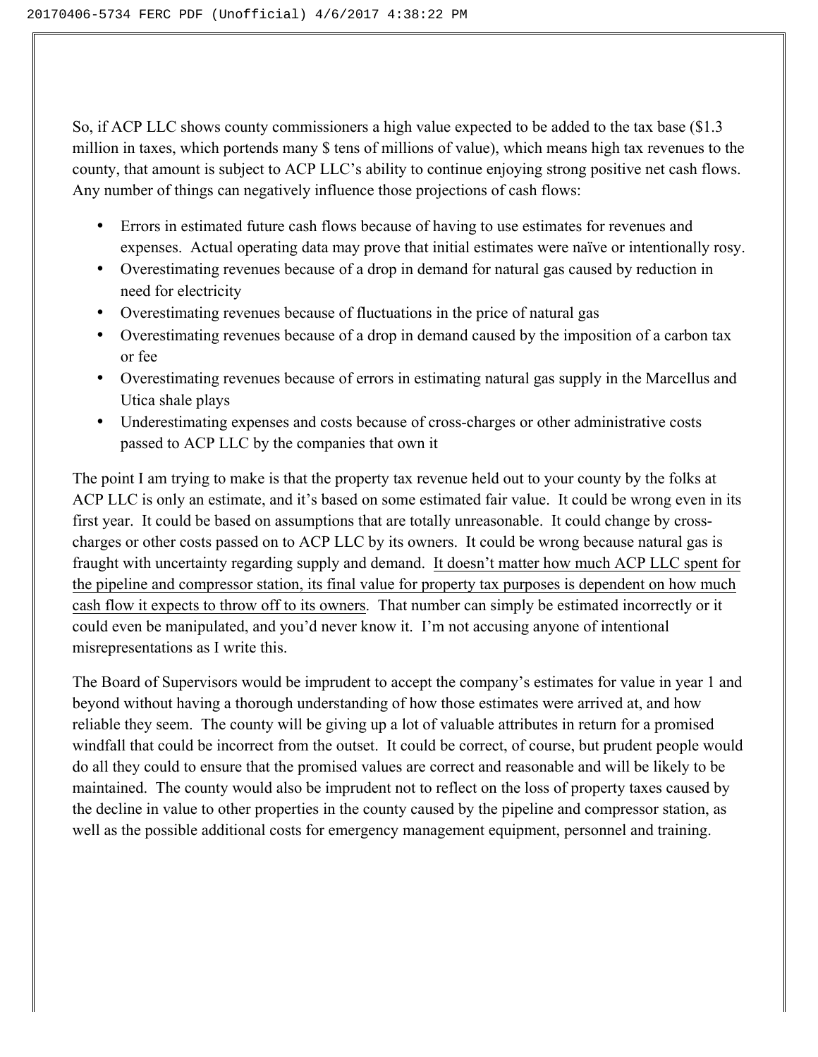So, if ACP LLC shows county commissioners a high value expected to be added to the tax base ($1.3 million in taxes, which portends many $ tens of millions of value), which means high tax revenues to the county, that amount is subject to ACP LLC's ability to continue enjoying strong positive net cash flows. Any number of things can negatively influence those projections of cash flows:

- Errors in estimated future cash flows because of having to use estimates for revenues and expenses. Actual operating data may prove that initial estimates were naïve or intentionally rosy.
- Overestimating revenues because of a drop in demand for natural gas caused by reduction in need for electricity
- Overestimating revenues because of fluctuations in the price of natural gas
- Overestimating revenues because of a drop in demand caused by the imposition of a carbon tax or fee
- Overestimating revenues because of errors in estimating natural gas supply in the Marcellus and Utica shale plays
- Underestimating expenses and costs because of cross-charges or other administrative costs passed to ACP LLC by the companies that own it

The point I am trying to make is that the property tax revenue held out to your county by the folks at ACP LLC is only an estimate, and it's based on some estimated fair value. It could be wrong even in its first year. It could be based on assumptions that are totally unreasonable. It could change by cross-charges or other costs passed on to ACP LLC by its owners. It could be wrong because natural gas is fraught with uncertainty regarding supply and demand. <u>It doesn't matter how much ACP LLC spent for the pipeline and compressor station, its final value for property tax purposes is dependent on how much cash flow it expects to throw off to its owners</u>. That number can simply be estimated incorrectly or it could even be manipulated, and you'd never know it. I'm not accusing anyone of intentional misrepresentations as I write this.

The Board of Supervisors would be imprudent to accept the company's estimates for value in year 1 and beyond without having a thorough understanding of how those estimates were arrived at, and how reliable they seem. The county will be giving up a lot of valuable attributes in return for a promised windfall that could be incorrect from the outset. It could be correct, of course, but prudent people would do all they could to ensure that the promised values are correct and reasonable and will be likely to be maintained. The county would also be imprudent not to reflect on the loss of property taxes caused by the decline in value to other properties in the county caused by the pipeline and compressor station, as well as the possible additional costs for emergency management equipment, personnel and training.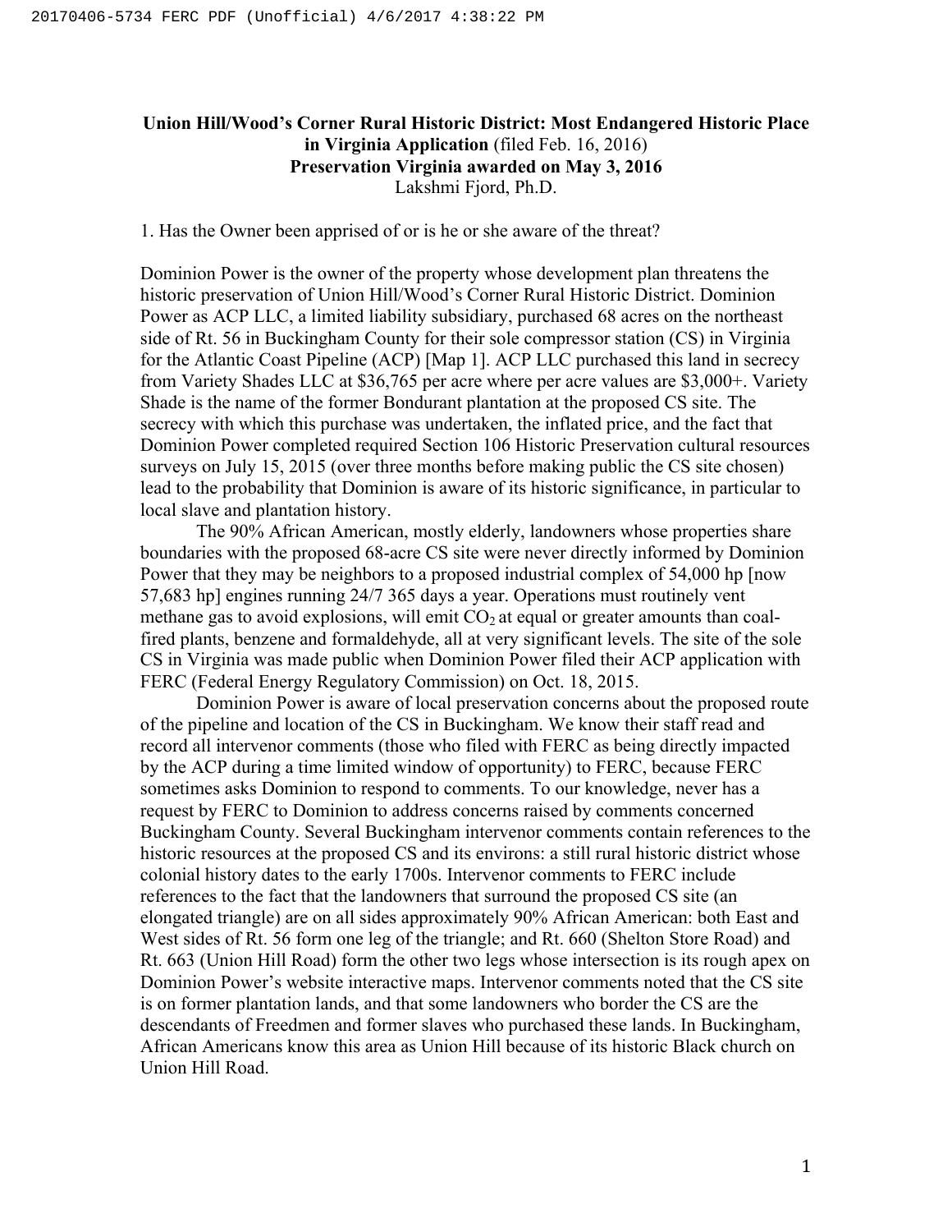**Union Hill/Wood's Corner Rural Historic District: Most Endangered Historic Place in Virginia Application** (filed Feb. 16, 2016)
**Preservation Virginia awarded on May 3, 2016**
Lakshmi Fjord, Ph.D.

1. Has the Owner been apprised of or is he or she aware of the threat?

Dominion Power is the owner of the property whose development plan threatens the historic preservation of Union Hill/Wood's Corner Rural Historic District. Dominion Power as ACP LLC, a limited liability subsidiary, purchased 68 acres on the northeast side of Rt. 56 in Buckingham County for their sole compressor station (CS) in Virginia for the Atlantic Coast Pipeline (ACP) [Map 1]. ACP LLC purchased this land in secrecy from Variety Shades LLC at $36,765 per acre where per acre values are $3,000+. Variety Shade is the name of the former Bondurant plantation at the proposed CS site. The secrecy with which this purchase was undertaken, the inflated price, and the fact that Dominion Power completed required Section 106 Historic Preservation cultural resources surveys on July 15, 2015 (over three months before making public the CS site chosen) lead to the probability that Dominion is aware of its historic significance, in particular to local slave and plantation history.

The 90% African American, mostly elderly, landowners whose properties share boundaries with the proposed 68-acre CS site were never directly informed by Dominion Power that they may be neighbors to a proposed industrial complex of 54,000 hp [now 57,683 hp] engines running 24/7 365 days a year. Operations must routinely vent methane gas to avoid explosions, will emit $CO_2$ at equal or greater amounts than coal-fired plants, benzene and formaldehyde, all at very significant levels. The site of the sole CS in Virginia was made public when Dominion Power filed their ACP application with FERC (Federal Energy Regulatory Commission) on Oct. 18, 2015.

Dominion Power is aware of local preservation concerns about the proposed route of the pipeline and location of the CS in Buckingham. We know their staff read and record all intervenor comments (those who filed with FERC as being directly impacted by the ACP during a time limited window of opportunity) to FERC, because FERC sometimes asks Dominion to respond to comments. To our knowledge, never has a request by FERC to Dominion to address concerns raised by comments concerned Buckingham County. Several Buckingham intervenor comments contain references to the historic resources at the proposed CS and its environs: a still rural historic district whose colonial history dates to the early 1700s. Intervenor comments to FERC include references to the fact that the landowners that surround the proposed CS site (an elongated triangle) are on all sides approximately 90% African American: both East and West sides of Rt. 56 form one leg of the triangle; and Rt. 660 (Shelton Store Road) and Rt. 663 (Union Hill Road) form the other two legs whose intersection is its rough apex on Dominion Power's website interactive maps. Intervenor comments noted that the CS site is on former plantation lands, and that some landowners who border the CS are the descendants of Freedmen and former slaves who purchased these lands. In Buckingham, African Americans know this area as Union Hill because of its historic Black church on Union Hill Road.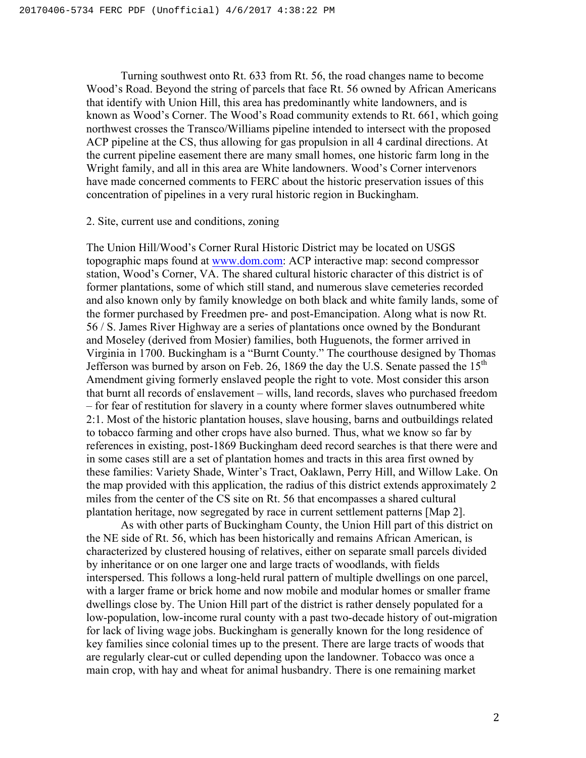Turning southwest onto Rt. 633 from Rt. 56, the road changes name to become Wood's Road. Beyond the string of parcels that face Rt. 56 owned by African Americans that identify with Union Hill, this area has predominantly white landowners, and is known as Wood's Corner. The Wood's Road community extends to Rt. 661, which going northwest crosses the Transco/Williams pipeline intended to intersect with the proposed ACP pipeline at the CS, thus allowing for gas propulsion in all 4 cardinal directions. At the current pipeline easement there are many small homes, one historic farm long in the Wright family, and all in this area are White landowners. Wood's Corner intervenors have made concerned comments to FERC about the historic preservation issues of this concentration of pipelines in a very rural historic region in Buckingham.

2. Site, current use and conditions, zoning

The Union Hill/Wood's Corner Rural Historic District may be located on USGS topographic maps found at www.dom.com: ACP interactive map: second compressor station, Wood's Corner, VA. The shared cultural historic character of this district is of former plantations, some of which still stand, and numerous slave cemeteries recorded and also known only by family knowledge on both black and white family lands, some of the former purchased by Freedmen pre- and post-Emancipation. Along what is now Rt. 56 / S. James River Highway are a series of plantations once owned by the Bondurant and Moseley (derived from Mosier) families, both Huguenots, the former arrived in Virginia in 1700. Buckingham is a "Burnt County." The courthouse designed by Thomas Jefferson was burned by arson on Feb. 26, 1869 the day the U.S. Senate passed the 15th Amendment giving formerly enslaved people the right to vote. Most consider this arson that burnt all records of enslavement – wills, land records, slaves who purchased freedom – for fear of restitution for slavery in a county where former slaves outnumbered white 2:1. Most of the historic plantation houses, slave housing, barns and outbuildings related to tobacco farming and other crops have also burned. Thus, what we know so far by references in existing, post-1869 Buckingham deed record searches is that there were and in some cases still are a set of plantation homes and tracts in this area first owned by these families: Variety Shade, Winter's Tract, Oaklawn, Perry Hill, and Willow Lake. On the map provided with this application, the radius of this district extends approximately 2 miles from the center of the CS site on Rt. 56 that encompasses a shared cultural plantation heritage, now segregated by race in current settlement patterns [Map 2].

As with other parts of Buckingham County, the Union Hill part of this district on the NE side of Rt. 56, which has been historically and remains African American, is characterized by clustered housing of relatives, either on separate small parcels divided by inheritance or on one larger one and large tracts of woodlands, with fields interspersed. This follows a long-held rural pattern of multiple dwellings on one parcel, with a larger frame or brick home and now mobile and modular homes or smaller frame dwellings close by. The Union Hill part of the district is rather densely populated for a low-population, low-income rural county with a past two-decade history of out-migration for lack of living wage jobs. Buckingham is generally known for the long residence of key families since colonial times up to the present. There are large tracts of woods that are regularly clear-cut or culled depending upon the landowner. Tobacco was once a main crop, with hay and wheat for animal husbandry. There is one remaining market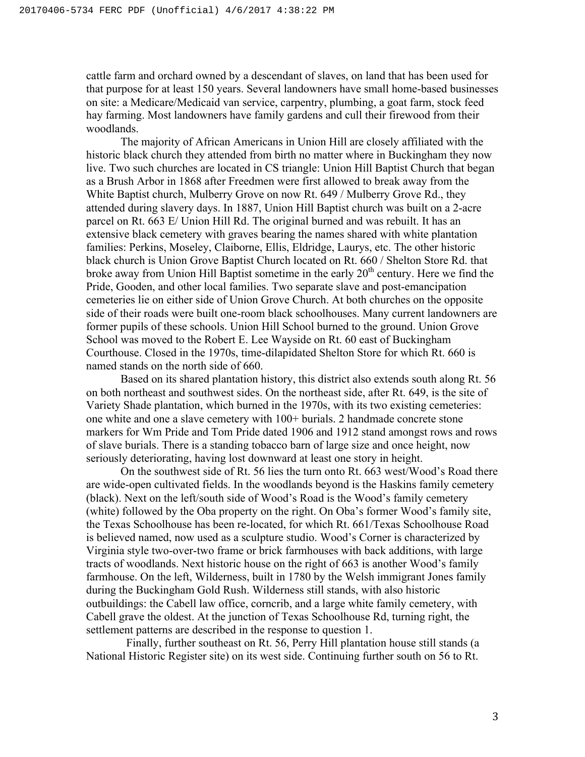cattle farm and orchard owned by a descendant of slaves, on land that has been used for that purpose for at least 150 years. Several landowners have small home-based businesses on site: a Medicare/Medicaid van service, carpentry, plumbing, a goat farm, stock feed hay farming. Most landowners have family gardens and cull their firewood from their woodlands.

The majority of African Americans in Union Hill are closely affiliated with the historic black church they attended from birth no matter where in Buckingham they now live. Two such churches are located in CS triangle: Union Hill Baptist Church that began as a Brush Arbor in 1868 after Freedmen were first allowed to break away from the White Baptist church, Mulberry Grove on now Rt. 649 / Mulberry Grove Rd., they attended during slavery days. In 1887, Union Hill Baptist church was built on a 2-acre parcel on Rt. 663 E/ Union Hill Rd. The original burned and was rebuilt. It has an extensive black cemetery with graves bearing the names shared with white plantation families: Perkins, Moseley, Claiborne, Ellis, Eldridge, Laurys, etc. The other historic black church is Union Grove Baptist Church located on Rt. 660 / Shelton Store Rd. that broke away from Union Hill Baptist sometime in the early 20th century. Here we find the Pride, Gooden, and other local families. Two separate slave and post-emancipation cemeteries lie on either side of Union Grove Church. At both churches on the opposite side of their roads were built one-room black schoolhouses. Many current landowners are former pupils of these schools. Union Hill School burned to the ground. Union Grove School was moved to the Robert E. Lee Wayside on Rt. 60 east of Buckingham Courthouse. Closed in the 1970s, time-dilapidated Shelton Store for which Rt. 660 is named stands on the north side of 660.

Based on its shared plantation history, this district also extends south along Rt. 56 on both northeast and southwest sides. On the northeast side, after Rt. 649, is the site of Variety Shade plantation, which burned in the 1970s, with its two existing cemeteries: one white and one a slave cemetery with 100+ burials. 2 handmade concrete stone markers for Wm Pride and Tom Pride dated 1906 and 1912 stand amongst rows and rows of slave burials. There is a standing tobacco barn of large size and once height, now seriously deteriorating, having lost downward at least one story in height.

On the southwest side of Rt. 56 lies the turn onto Rt. 663 west/Wood's Road there are wide-open cultivated fields. In the woodlands beyond is the Haskins family cemetery (black). Next on the left/south side of Wood's Road is the Wood's family cemetery (white) followed by the Oba property on the right. On Oba's former Wood's family site, the Texas Schoolhouse has been re-located, for which Rt. 661/Texas Schoolhouse Road is believed named, now used as a sculpture studio. Wood's Corner is characterized by Virginia style two-over-two frame or brick farmhouses with back additions, with large tracts of woodlands. Next historic house on the right of 663 is another Wood's family farmhouse. On the left, Wilderness, built in 1780 by the Welsh immigrant Jones family during the Buckingham Gold Rush. Wilderness still stands, with also historic outbuildings: the Cabell law office, corncrib, and a large white family cemetery, with Cabell grave the oldest. At the junction of Texas Schoolhouse Rd, turning right, the settlement patterns are described in the response to question 1.

Finally, further southeast on Rt. 56, Perry Hill plantation house still stands (a National Historic Register site) on its west side. Continuing further south on 56 to Rt.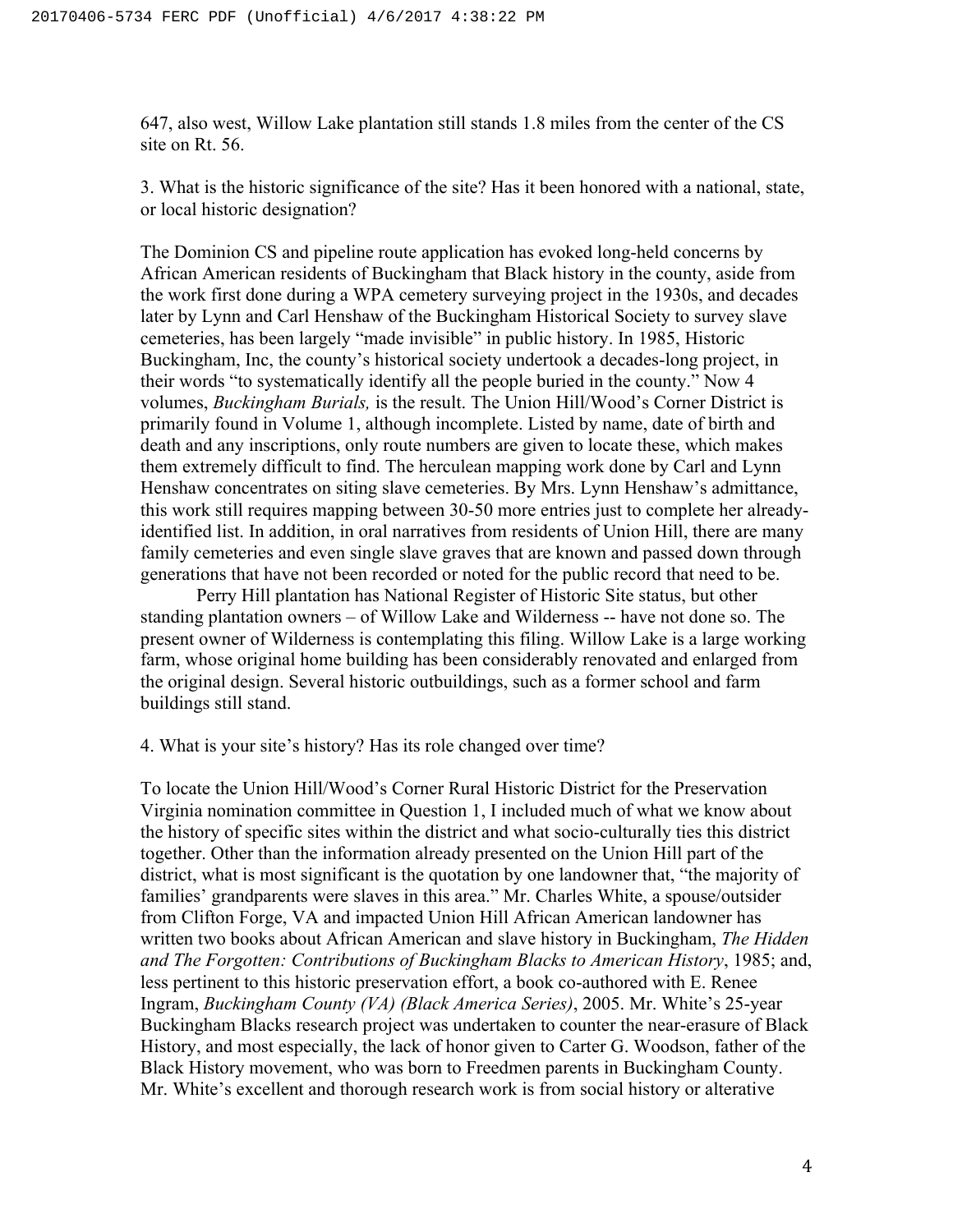647, also west, Willow Lake plantation still stands 1.8 miles from the center of the CS site on Rt. 56.

3. What is the historic significance of the site? Has it been honored with a national, state, or local historic designation?

The Dominion CS and pipeline route application has evoked long-held concerns by African American residents of Buckingham that Black history in the county, aside from the work first done during a WPA cemetery surveying project in the 1930s, and decades later by Lynn and Carl Henshaw of the Buckingham Historical Society to survey slave cemeteries, has been largely "made invisible" in public history. In 1985, Historic Buckingham, Inc, the county's historical society undertook a decades-long project, in their words "to systematically identify all the people buried in the county." Now 4 volumes, *Buckingham Burials,* is the result. The Union Hill/Wood's Corner District is primarily found in Volume 1, although incomplete. Listed by name, date of birth and death and any inscriptions, only route numbers are given to locate these, which makes them extremely difficult to find. The herculean mapping work done by Carl and Lynn Henshaw concentrates on siting slave cemeteries. By Mrs. Lynn Henshaw's admittance, this work still requires mapping between 30-50 more entries just to complete her already-identified list. In addition, in oral narratives from residents of Union Hill, there are many family cemeteries and even single slave graves that are known and passed down through generations that have not been recorded or noted for the public record that need to be.

Perry Hill plantation has National Register of Historic Site status, but other standing plantation owners – of Willow Lake and Wilderness -- have not done so. The present owner of Wilderness is contemplating this filing. Willow Lake is a large working farm, whose original home building has been considerably renovated and enlarged from the original design. Several historic outbuildings, such as a former school and farm buildings still stand.

4. What is your site's history? Has its role changed over time?

To locate the Union Hill/Wood's Corner Rural Historic District for the Preservation Virginia nomination committee in Question 1, I included much of what we know about the history of specific sites within the district and what socio-culturally ties this district together. Other than the information already presented on the Union Hill part of the district, what is most significant is the quotation by one landowner that, "the majority of families' grandparents were slaves in this area." Mr. Charles White, a spouse/outsider from Clifton Forge, VA and impacted Union Hill African American landowner has written two books about African American and slave history in Buckingham, *The Hidden and The Forgotten: Contributions of Buckingham Blacks to American History*, 1985; and, less pertinent to this historic preservation effort, a book co-authored with E. Renee Ingram, *Buckingham County (VA) (Black America Series)*, 2005. Mr. White's 25-year Buckingham Blacks research project was undertaken to counter the near-erasure of Black History, and most especially, the lack of honor given to Carter G. Woodson, father of the Black History movement, who was born to Freedmen parents in Buckingham County. Mr. White's excellent and thorough research work is from social history or alterative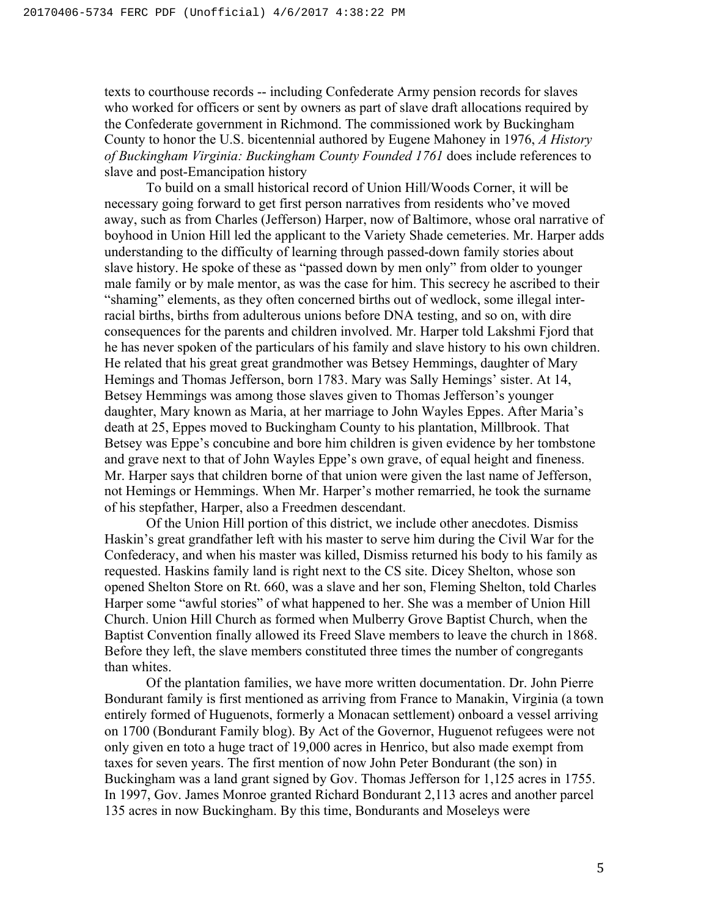texts to courthouse records -- including Confederate Army pension records for slaves who worked for officers or sent by owners as part of slave draft allocations required by the Confederate government in Richmond. The commissioned work by Buckingham County to honor the U.S. bicentennial authored by Eugene Mahoney in 1976, *A History of Buckingham Virginia: Buckingham County Founded 1761* does include references to slave and post-Emancipation history

To build on a small historical record of Union Hill/Woods Corner, it will be necessary going forward to get first person narratives from residents who've moved away, such as from Charles (Jefferson) Harper, now of Baltimore, whose oral narrative of boyhood in Union Hill led the applicant to the Variety Shade cemeteries. Mr. Harper adds understanding to the difficulty of learning through passed-down family stories about slave history. He spoke of these as "passed down by men only" from older to younger male family or by male mentor, as was the case for him. This secrecy he ascribed to their "shaming" elements, as they often concerned births out of wedlock, some illegal inter-racial births, births from adulterous unions before DNA testing, and so on, with dire consequences for the parents and children involved. Mr. Harper told Lakshmi Fjord that he has never spoken of the particulars of his family and slave history to his own children. He related that his great great grandmother was Betsey Hemmings, daughter of Mary Hemings and Thomas Jefferson, born 1783. Mary was Sally Hemings' sister. At 14, Betsey Hemmings was among those slaves given to Thomas Jefferson's younger daughter, Mary known as Maria, at her marriage to John Wayles Eppes. After Maria's death at 25, Eppes moved to Buckingham County to his plantation, Millbrook. That Betsey was Eppe's concubine and bore him children is given evidence by her tombstone and grave next to that of John Wayles Eppe's own grave, of equal height and fineness. Mr. Harper says that children borne of that union were given the last name of Jefferson, not Hemings or Hemmings. When Mr. Harper's mother remarried, he took the surname of his stepfather, Harper, also a Freedmen descendant.

Of the Union Hill portion of this district, we include other anecdotes. Dismiss Haskin's great grandfather left with his master to serve him during the Civil War for the Confederacy, and when his master was killed, Dismiss returned his body to his family as requested. Haskins family land is right next to the CS site. Dicey Shelton, whose son opened Shelton Store on Rt. 660, was a slave and her son, Fleming Shelton, told Charles Harper some "awful stories" of what happened to her. She was a member of Union Hill Church. Union Hill Church as formed when Mulberry Grove Baptist Church, when the Baptist Convention finally allowed its Freed Slave members to leave the church in 1868. Before they left, the slave members constituted three times the number of congregants than whites.

Of the plantation families, we have more written documentation. Dr. John Pierre Bondurant family is first mentioned as arriving from France to Manakin, Virginia (a town entirely formed of Huguenots, formerly a Monacan settlement) onboard a vessel arriving on 1700 (Bondurant Family blog). By Act of the Governor, Huguenot refugees were not only given en toto a huge tract of 19,000 acres in Henrico, but also made exempt from taxes for seven years. The first mention of now John Peter Bondurant (the son) in Buckingham was a land grant signed by Gov. Thomas Jefferson for 1,125 acres in 1755. In 1997, Gov. James Monroe granted Richard Bondurant 2,113 acres and another parcel 135 acres in now Buckingham. By this time, Bondurants and Moseleys were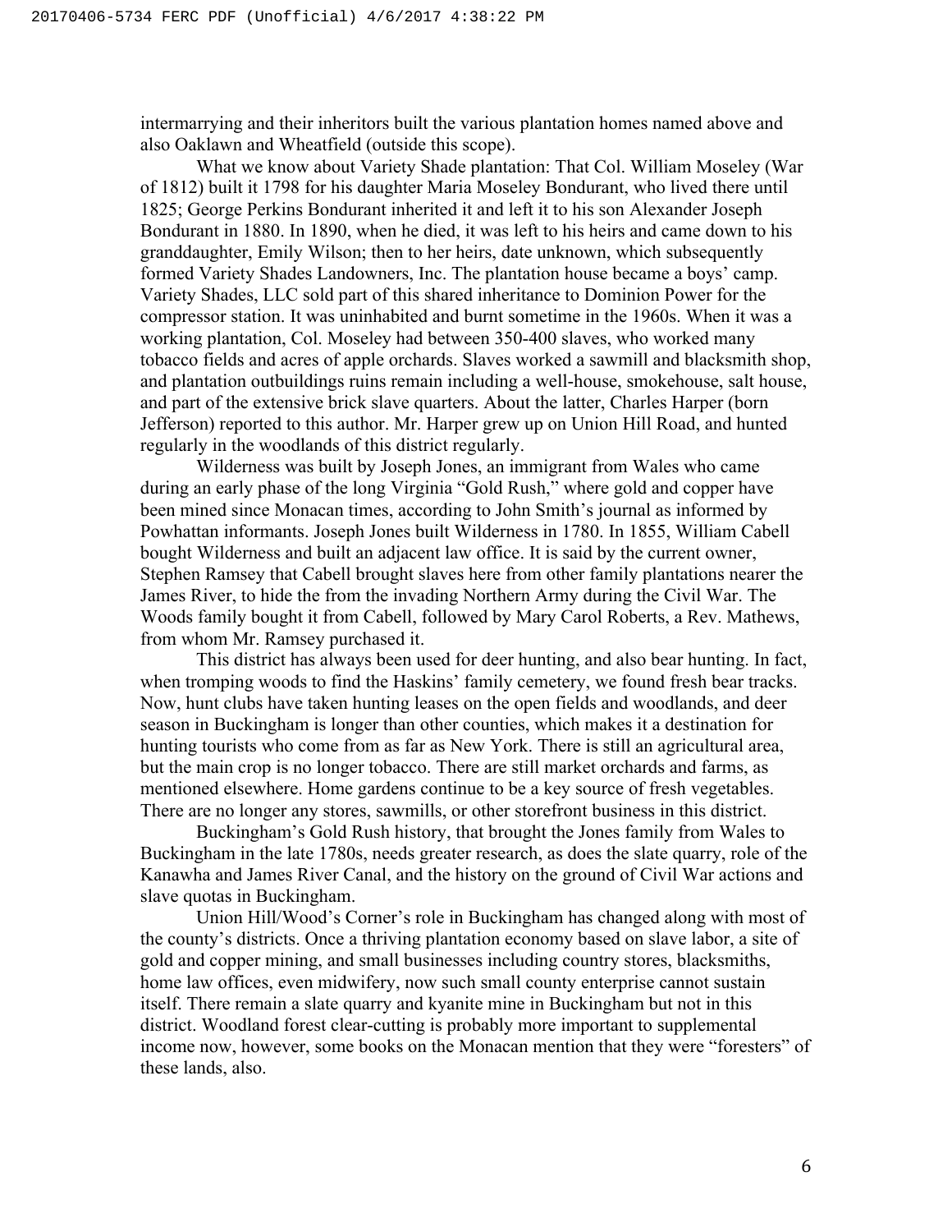intermarrying and their inheritors built the various plantation homes named above and also Oaklawn and Wheatfield (outside this scope).

What we know about Variety Shade plantation: That Col. William Moseley (War of 1812) built it 1798 for his daughter Maria Moseley Bondurant, who lived there until 1825; George Perkins Bondurant inherited it and left it to his son Alexander Joseph Bondurant in 1880. In 1890, when he died, it was left to his heirs and came down to his granddaughter, Emily Wilson; then to her heirs, date unknown, which subsequently formed Variety Shades Landowners, Inc. The plantation house became a boys' camp. Variety Shades, LLC sold part of this shared inheritance to Dominion Power for the compressor station. It was uninhabited and burnt sometime in the 1960s. When it was a working plantation, Col. Moseley had between 350-400 slaves, who worked many tobacco fields and acres of apple orchards. Slaves worked a sawmill and blacksmith shop, and plantation outbuildings ruins remain including a well-house, smokehouse, salt house, and part of the extensive brick slave quarters. About the latter, Charles Harper (born Jefferson) reported to this author. Mr. Harper grew up on Union Hill Road, and hunted regularly in the woodlands of this district regularly.

Wilderness was built by Joseph Jones, an immigrant from Wales who came during an early phase of the long Virginia "Gold Rush," where gold and copper have been mined since Monacan times, according to John Smith's journal as informed by Powhattan informants. Joseph Jones built Wilderness in 1780. In 1855, William Cabell bought Wilderness and built an adjacent law office. It is said by the current owner, Stephen Ramsey that Cabell brought slaves here from other family plantations nearer the James River, to hide the from the invading Northern Army during the Civil War. The Woods family bought it from Cabell, followed by Mary Carol Roberts, a Rev. Mathews, from whom Mr. Ramsey purchased it.

This district has always been used for deer hunting, and also bear hunting. In fact, when tromping woods to find the Haskins' family cemetery, we found fresh bear tracks. Now, hunt clubs have taken hunting leases on the open fields and woodlands, and deer season in Buckingham is longer than other counties, which makes it a destination for hunting tourists who come from as far as New York. There is still an agricultural area, but the main crop is no longer tobacco. There are still market orchards and farms, as mentioned elsewhere. Home gardens continue to be a key source of fresh vegetables. There are no longer any stores, sawmills, or other storefront business in this district.

Buckingham's Gold Rush history, that brought the Jones family from Wales to Buckingham in the late 1780s, needs greater research, as does the slate quarry, role of the Kanawha and James River Canal, and the history on the ground of Civil War actions and slave quotas in Buckingham.

Union Hill/Wood's Corner's role in Buckingham has changed along with most of the county's districts. Once a thriving plantation economy based on slave labor, a site of gold and copper mining, and small businesses including country stores, blacksmiths, home law offices, even midwifery, now such small county enterprise cannot sustain itself. There remain a slate quarry and kyanite mine in Buckingham but not in this district. Woodland forest clear-cutting is probably more important to supplemental income now, however, some books on the Monacan mention that they were "foresters" of these lands, also.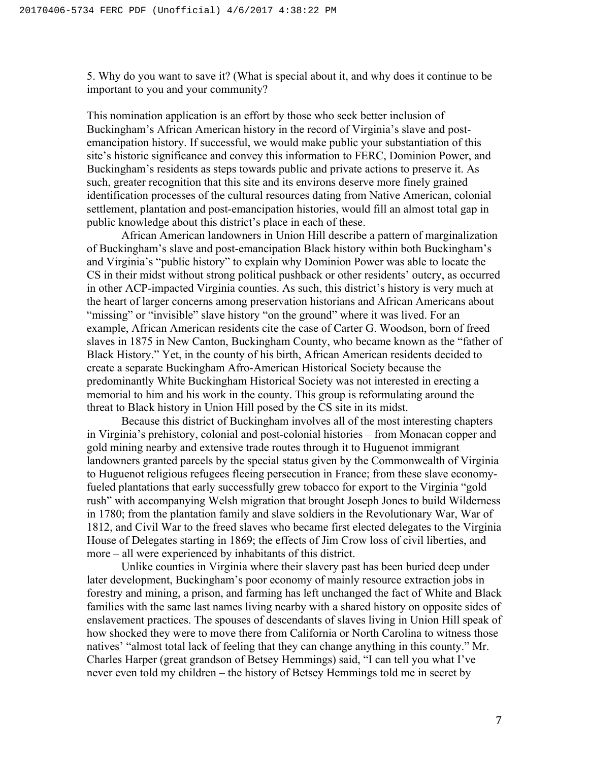5. Why do you want to save it? (What is special about it, and why does it continue to be important to you and your community?

This nomination application is an effort by those who seek better inclusion of Buckingham's African American history in the record of Virginia's slave and post-emancipation history. If successful, we would make public your substantiation of this site's historic significance and convey this information to FERC, Dominion Power, and Buckingham's residents as steps towards public and private actions to preserve it. As such, greater recognition that this site and its environs deserve more finely grained identification processes of the cultural resources dating from Native American, colonial settlement, plantation and post-emancipation histories, would fill an almost total gap in public knowledge about this district's place in each of these.

African American landowners in Union Hill describe a pattern of marginalization of Buckingham's slave and post-emancipation Black history within both Buckingham's and Virginia's "public history" to explain why Dominion Power was able to locate the CS in their midst without strong political pushback or other residents' outcry, as occurred in other ACP-impacted Virginia counties. As such, this district's history is very much at the heart of larger concerns among preservation historians and African Americans about "missing" or "invisible" slave history "on the ground" where it was lived. For an example, African American residents cite the case of Carter G. Woodson, born of freed slaves in 1875 in New Canton, Buckingham County, who became known as the "father of Black History." Yet, in the county of his birth, African American residents decided to create a separate Buckingham Afro-American Historical Society because the predominantly White Buckingham Historical Society was not interested in erecting a memorial to him and his work in the county. This group is reformulating around the threat to Black history in Union Hill posed by the CS site in its midst.

Because this district of Buckingham involves all of the most interesting chapters in Virginia's prehistory, colonial and post-colonial histories – from Monacan copper and gold mining nearby and extensive trade routes through it to Huguenot immigrant landowners granted parcels by the special status given by the Commonwealth of Virginia to Huguenot religious refugees fleeing persecution in France; from these slave economy-fueled plantations that early successfully grew tobacco for export to the Virginia "gold rush" with accompanying Welsh migration that brought Joseph Jones to build Wilderness in 1780; from the plantation family and slave soldiers in the Revolutionary War, War of 1812, and Civil War to the freed slaves who became first elected delegates to the Virginia House of Delegates starting in 1869; the effects of Jim Crow loss of civil liberties, and more – all were experienced by inhabitants of this district.

Unlike counties in Virginia where their slavery past has been buried deep under later development, Buckingham's poor economy of mainly resource extraction jobs in forestry and mining, a prison, and farming has left unchanged the fact of White and Black families with the same last names living nearby with a shared history on opposite sides of enslavement practices. The spouses of descendants of slaves living in Union Hill speak of how shocked they were to move there from California or North Carolina to witness those natives' "almost total lack of feeling that they can change anything in this county." Mr. Charles Harper (great grandson of Betsey Hemmings) said, "I can tell you what I've never even told my children – the history of Betsey Hemmings told me in secret by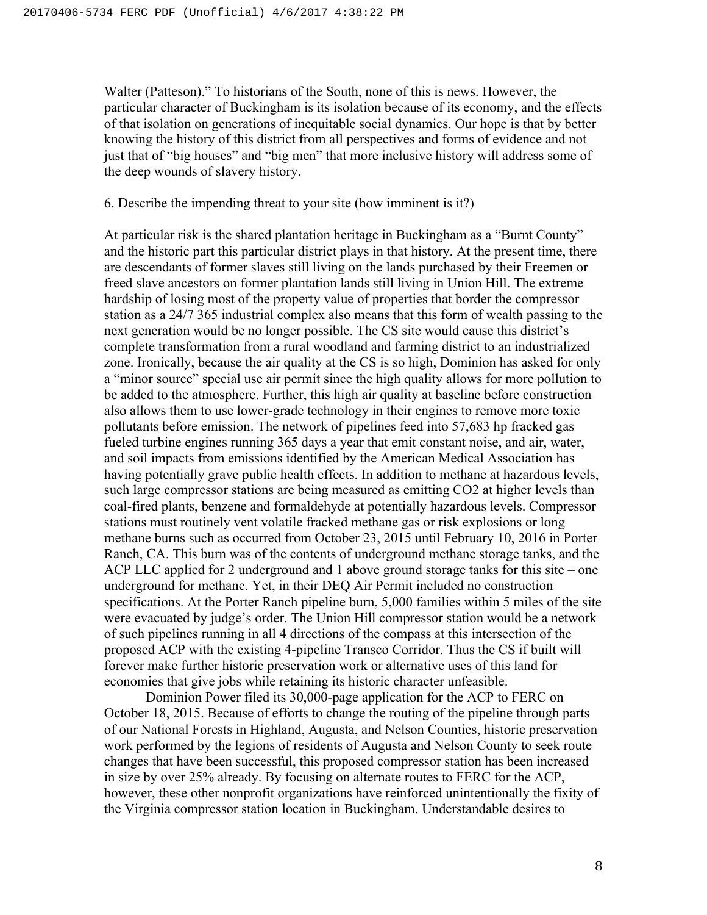Walter (Patteson)." To historians of the South, none of this is news. However, the particular character of Buckingham is its isolation because of its economy, and the effects of that isolation on generations of inequitable social dynamics. Our hope is that by better knowing the history of this district from all perspectives and forms of evidence and not just that of "big houses" and "big men" that more inclusive history will address some of the deep wounds of slavery history.

6. Describe the impending threat to your site (how imminent is it?)

At particular risk is the shared plantation heritage in Buckingham as a "Burnt County" and the historic part this particular district plays in that history. At the present time, there are descendants of former slaves still living on the lands purchased by their Freemen or freed slave ancestors on former plantation lands still living in Union Hill. The extreme hardship of losing most of the property value of properties that border the compressor station as a 24/7 365 industrial complex also means that this form of wealth passing to the next generation would be no longer possible. The CS site would cause this district's complete transformation from a rural woodland and farming district to an industrialized zone. Ironically, because the air quality at the CS is so high, Dominion has asked for only a "minor source" special use air permit since the high quality allows for more pollution to be added to the atmosphere. Further, this high air quality at baseline before construction also allows them to use lower-grade technology in their engines to remove more toxic pollutants before emission. The network of pipelines feed into 57,683 hp fracked gas fueled turbine engines running 365 days a year that emit constant noise, and air, water, and soil impacts from emissions identified by the American Medical Association has having potentially grave public health effects. In addition to methane at hazardous levels, such large compressor stations are being measured as emitting $CO_2$ at higher levels than coal-fired plants, benzene and formaldehyde at potentially hazardous levels. Compressor stations must routinely vent volatile fracked methane gas or risk explosions or long methane burns such as occurred from October 23, 2015 until February 10, 2016 in Porter Ranch, CA. This burn was of the contents of underground methane storage tanks, and the ACP LLC applied for 2 underground and 1 above ground storage tanks for this site – one underground for methane. Yet, in their DEQ Air Permit included no construction specifications. At the Porter Ranch pipeline burn, 5,000 families within 5 miles of the site were evacuated by judge's order. The Union Hill compressor station would be a network of such pipelines running in all 4 directions of the compass at this intersection of the proposed ACP with the existing 4-pipeline Transco Corridor. Thus the CS if built will forever make further historic preservation work or alternative uses of this land for economies that give jobs while retaining its historic character unfeasible.

Dominion Power filed its 30,000-page application for the ACP to FERC on October 18, 2015. Because of efforts to change the routing of the pipeline through parts of our National Forests in Highland, Augusta, and Nelson Counties, historic preservation work performed by the legions of residents of Augusta and Nelson County to seek route changes that have been successful, this proposed compressor station has been increased in size by over 25% already. By focusing on alternate routes to FERC for the ACP, however, these other nonprofit organizations have reinforced unintentionally the fixity of the Virginia compressor station location in Buckingham. Understandable desires to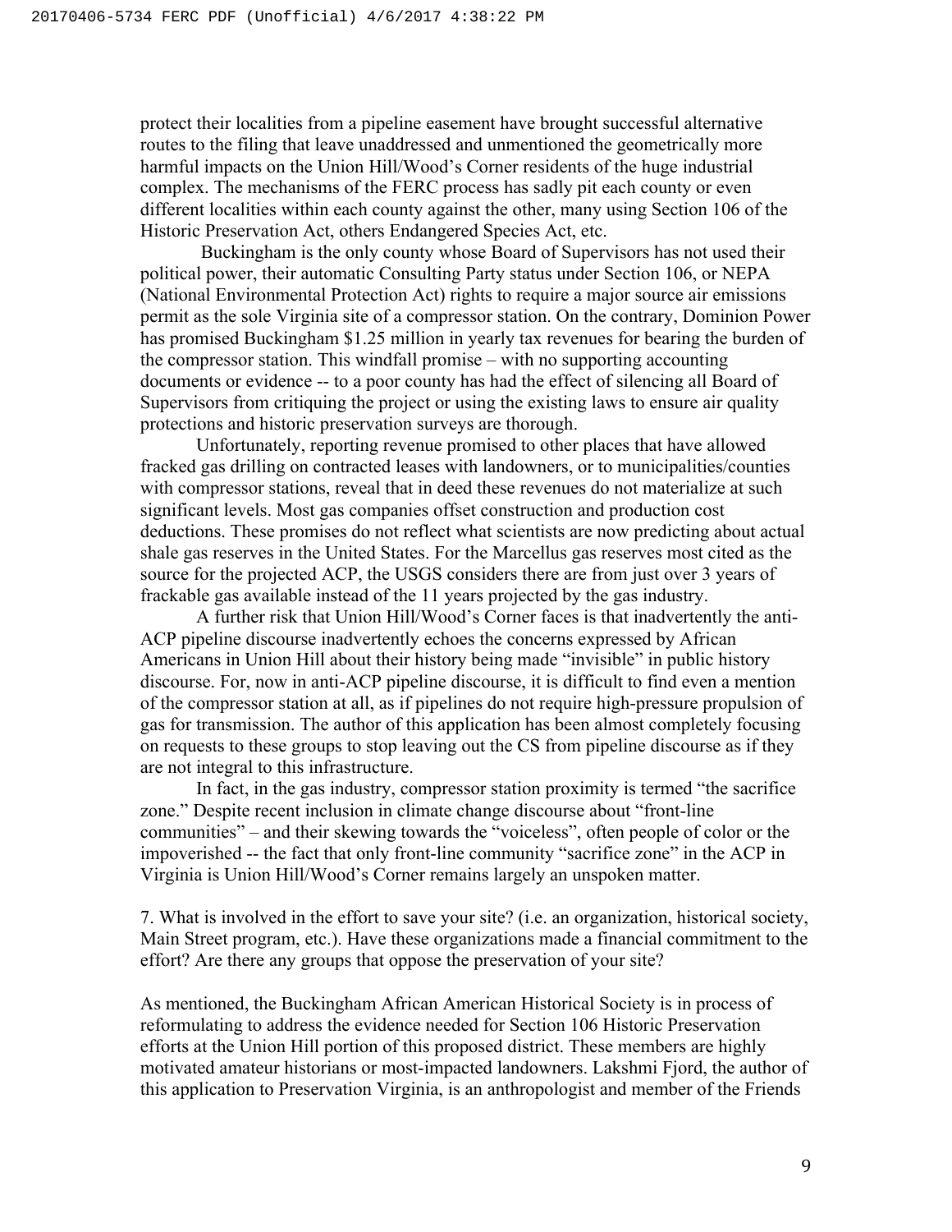protect their localities from a pipeline easement have brought successful alternative routes to the filing that leave unaddressed and unmentioned the geometrically more harmful impacts on the Union Hill/Wood's Corner residents of the huge industrial complex. The mechanisms of the FERC process has sadly pit each county or even different localities within each county against the other, many using Section 106 of the Historic Preservation Act, others Endangered Species Act, etc.

Buckingham is the only county whose Board of Supervisors has not used their political power, their automatic Consulting Party status under Section 106, or NEPA (National Environmental Protection Act) rights to require a major source air emissions permit as the sole Virginia site of a compressor station. On the contrary, Dominion Power has promised Buckingham $1.25 million in yearly tax revenues for bearing the burden of the compressor station. This windfall promise – with no supporting accounting documents or evidence -- to a poor county has had the effect of silencing all Board of Supervisors from critiquing the project or using the existing laws to ensure air quality protections and historic preservation surveys are thorough.

Unfortunately, reporting revenue promised to other places that have allowed fracked gas drilling on contracted leases with landowners, or to municipalities/counties with compressor stations, reveal that in deed these revenues do not materialize at such significant levels. Most gas companies offset construction and production cost deductions. These promises do not reflect what scientists are now predicting about actual shale gas reserves in the United States. For the Marcellus gas reserves most cited as the source for the projected ACP, the USGS considers there are from just over 3 years of frackable gas available instead of the 11 years projected by the gas industry.

A further risk that Union Hill/Wood's Corner faces is that inadvertently the anti-ACP pipeline discourse inadvertently echoes the concerns expressed by African Americans in Union Hill about their history being made "invisible" in public history discourse. For, now in anti-ACP pipeline discourse, it is difficult to find even a mention of the compressor station at all, as if pipelines do not require high-pressure propulsion of gas for transmission. The author of this application has been almost completely focusing on requests to these groups to stop leaving out the CS from pipeline discourse as if they are not integral to this infrastructure.

In fact, in the gas industry, compressor station proximity is termed "the sacrifice zone." Despite recent inclusion in climate change discourse about "front-line communities" – and their skewing towards the "voiceless", often people of color or the impoverished -- the fact that only front-line community "sacrifice zone" in the ACP in Virginia is Union Hill/Wood's Corner remains largely an unspoken matter.

7. What is involved in the effort to save your site? (i.e. an organization, historical society, Main Street program, etc.). Have these organizations made a financial commitment to the effort? Are there any groups that oppose the preservation of your site?

As mentioned, the Buckingham African American Historical Society is in process of reformulating to address the evidence needed for Section 106 Historic Preservation efforts at the Union Hill portion of this proposed district. These members are highly motivated amateur historians or most-impacted landowners. Lakshmi Fjord, the author of this application to Preservation Virginia, is an anthropologist and member of the Friends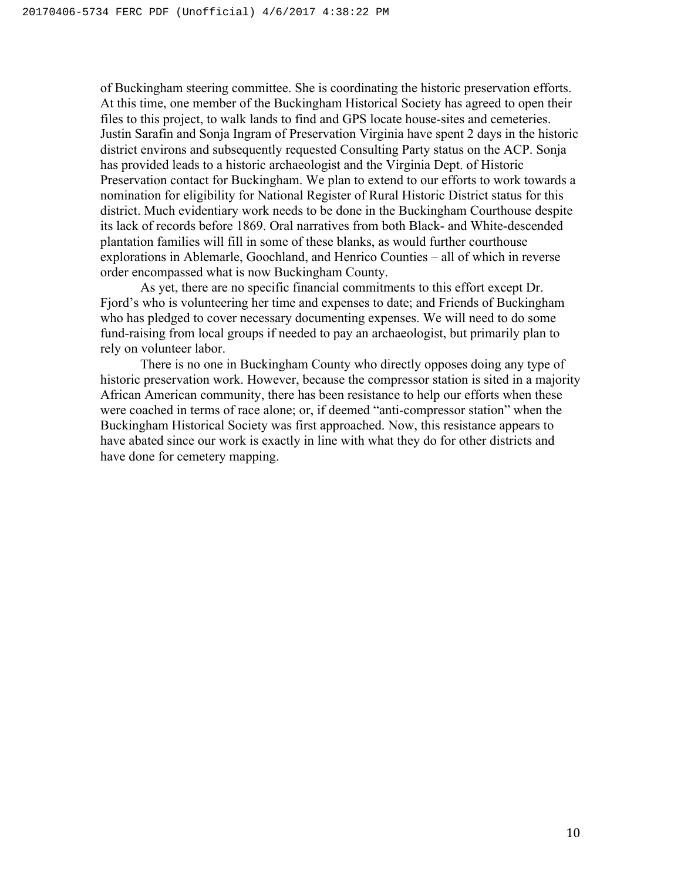of Buckingham steering committee. She is coordinating the historic preservation efforts. At this time, one member of the Buckingham Historical Society has agreed to open their files to this project, to walk lands to find and GPS locate house-sites and cemeteries. Justin Sarafin and Sonja Ingram of Preservation Virginia have spent 2 days in the historic district environs and subsequently requested Consulting Party status on the ACP. Sonja has provided leads to a historic archaeologist and the Virginia Dept. of Historic Preservation contact for Buckingham. We plan to extend to our efforts to work towards a nomination for eligibility for National Register of Rural Historic District status for this district. Much evidentiary work needs to be done in the Buckingham Courthouse despite its lack of records before 1869. Oral narratives from both Black- and White-descended plantation families will fill in some of these blanks, as would further courthouse explorations in Ablemarle, Goochland, and Henrico Counties – all of which in reverse order encompassed what is now Buckingham County.

As yet, there are no specific financial commitments to this effort except Dr. Fjord's who is volunteering her time and expenses to date; and Friends of Buckingham who has pledged to cover necessary documenting expenses. We will need to do some fund-raising from local groups if needed to pay an archaeologist, but primarily plan to rely on volunteer labor.

There is no one in Buckingham County who directly opposes doing any type of historic preservation work. However, because the compressor station is sited in a majority African American community, there has been resistance to help our efforts when these were coached in terms of race alone; or, if deemed "anti-compressor station" when the Buckingham Historical Society was first approached. Now, this resistance appears to have abated since our work is exactly in line with what they do for other districts and have done for cemetery mapping.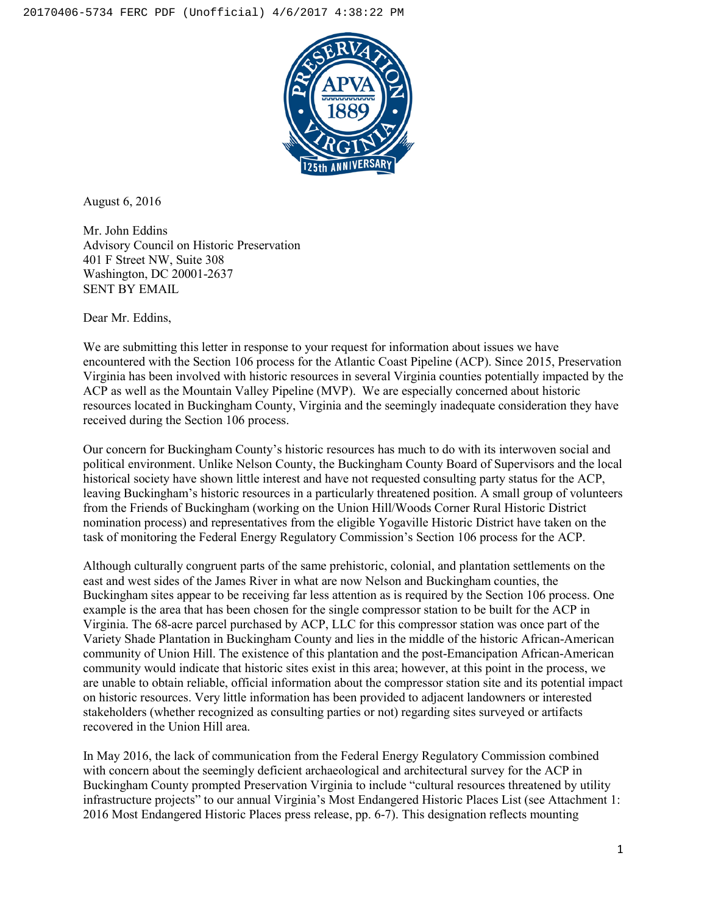August 6, 2016

Mr. John Eddins
Advisory Council on Historic Preservation
401 F Street NW, Suite 308
Washington, DC 20001-2637
SENT BY EMAIL

Dear Mr. Eddins,

We are submitting this letter in response to your request for information about issues we have encountered with the Section 106 process for the Atlantic Coast Pipeline (ACP). Since 2015, Preservation Virginia has been involved with historic resources in several Virginia counties potentially impacted by the ACP as well as the Mountain Valley Pipeline (MVP). We are especially concerned about historic resources located in Buckingham County, Virginia and the seemingly inadequate consideration they have received during the Section 106 process.

Our concern for Buckingham County's historic resources has much to do with its interwoven social and political environment. Unlike Nelson County, the Buckingham County Board of Supervisors and the local historical society have shown little interest and have not requested consulting party status for the ACP, leaving Buckingham's historic resources in a particularly threatened position. A small group of volunteers from the Friends of Buckingham (working on the Union Hill/Woods Corner Rural Historic District nomination process) and representatives from the eligible Yogaville Historic District have taken on the task of monitoring the Federal Energy Regulatory Commission's Section 106 process for the ACP.

Although culturally congruent parts of the same prehistoric, colonial, and plantation settlements on the east and west sides of the James River in what are now Nelson and Buckingham counties, the Buckingham sites appear to be receiving far less attention as is required by the Section 106 process. One example is the area that has been chosen for the single compressor station to be built for the ACP in Virginia. The 68-acre parcel purchased by ACP, LLC for this compressor station was once part of the Variety Shade Plantation in Buckingham County and lies in the middle of the historic African-American community of Union Hill. The existence of this plantation and the post-Emancipation African-American community would indicate that historic sites exist in this area; however, at this point in the process, we are unable to obtain reliable, official information about the compressor station site and its potential impact on historic resources. Very little information has been provided to adjacent landowners or interested stakeholders (whether recognized as consulting parties or not) regarding sites surveyed or artifacts recovered in the Union Hill area.

In May 2016, the lack of communication from the Federal Energy Regulatory Commission combined with concern about the seemingly deficient archaeological and architectural survey for the ACP in Buckingham County prompted Preservation Virginia to include "cultural resources threatened by utility infrastructure projects" to our annual Virginia's Most Endangered Historic Places List (see Attachment 1: 2016 Most Endangered Historic Places press release, pp. 6-7). This designation reflects mounting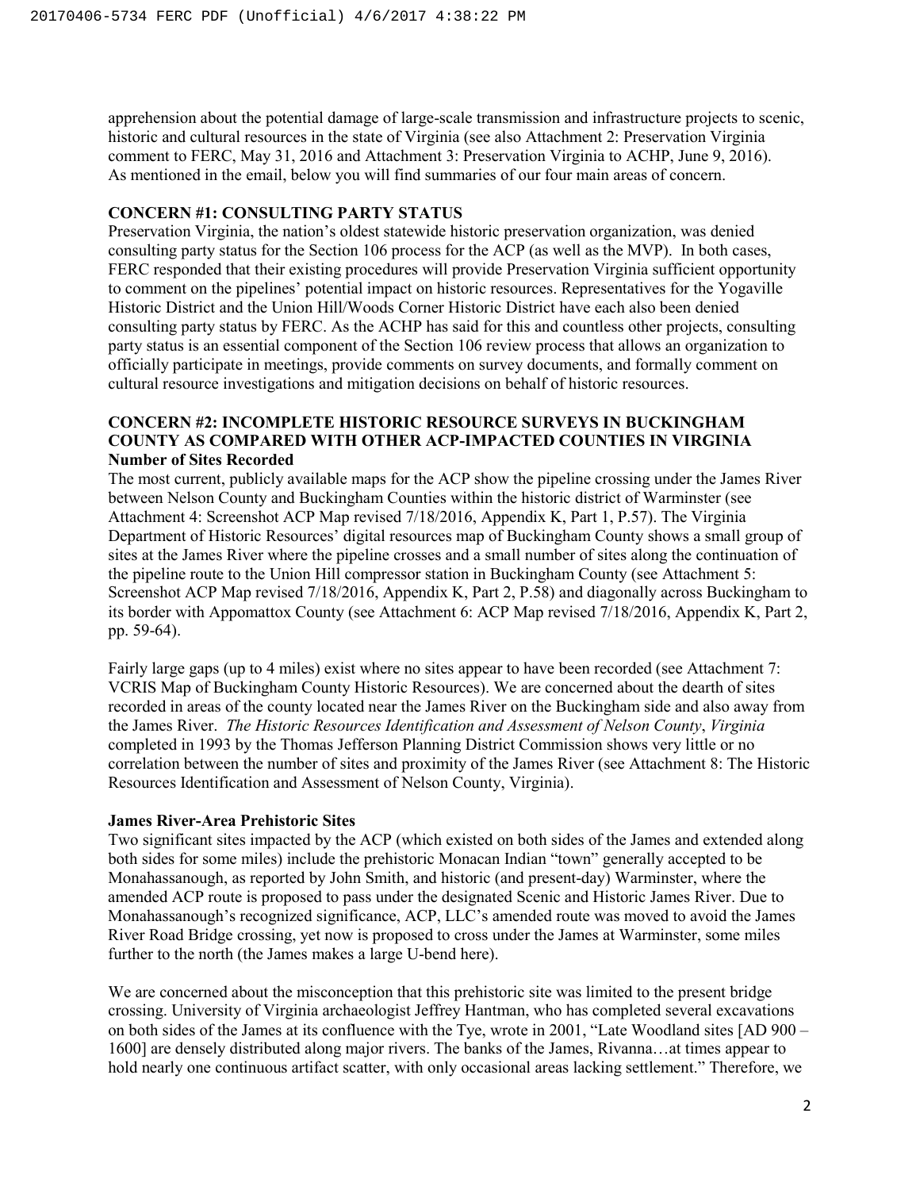apprehension about the potential damage of large-scale transmission and infrastructure projects to scenic, historic and cultural resources in the state of Virginia (see also Attachment 2: Preservation Virginia comment to FERC, May 31, 2016 and Attachment 3: Preservation Virginia to ACHP, June 9, 2016). As mentioned in the email, below you will find summaries of our four main areas of concern.

**CONCERN #1: CONSULTING PARTY STATUS**

Preservation Virginia, the nation's oldest statewide historic preservation organization, was denied consulting party status for the Section 106 process for the ACP (as well as the MVP). In both cases, FERC responded that their existing procedures will provide Preservation Virginia sufficient opportunity to comment on the pipelines' potential impact on historic resources. Representatives for the Yogaville Historic District and the Union Hill/Woods Corner Historic District have each also been denied consulting party status by FERC. As the ACHP has said for this and countless other projects, consulting party status is an essential component of the Section 106 review process that allows an organization to officially participate in meetings, provide comments on survey documents, and formally comment on cultural resource investigations and mitigation decisions on behalf of historic resources.

**CONCERN #2: INCOMPLETE HISTORIC RESOURCE SURVEYS IN BUCKINGHAM COUNTY AS COMPARED WITH OTHER ACP-IMPACTED COUNTIES IN VIRGINIA**

**Number of Sites Recorded**

The most current, publicly available maps for the ACP show the pipeline crossing under the James River between Nelson County and Buckingham Counties within the historic district of Warminster (see Attachment 4: Screenshot ACP Map revised 7/18/2016, Appendix K, Part 1, P.57). The Virginia Department of Historic Resources' digital resources map of Buckingham County shows a small group of sites at the James River where the pipeline crosses and a small number of sites along the continuation of the pipeline route to the Union Hill compressor station in Buckingham County (see Attachment 5: Screenshot ACP Map revised 7/18/2016, Appendix K, Part 2, P.58) and diagonally across Buckingham to its border with Appomattox County (see Attachment 6: ACP Map revised 7/18/2016, Appendix K, Part 2, pp. 59-64).

Fairly large gaps (up to 4 miles) exist where no sites appear to have been recorded (see Attachment 7: VCRIS Map of Buckingham County Historic Resources). We are concerned about the dearth of sites recorded in areas of the county located near the James River on the Buckingham side and also away from the James River. *The Historic Resources Identification and Assessment of Nelson County*, *Virginia* completed in 1993 by the Thomas Jefferson Planning District Commission shows very little or no correlation between the number of sites and proximity of the James River (see Attachment 8: The Historic Resources Identification and Assessment of Nelson County, Virginia).

**James River-Area Prehistoric Sites**

Two significant sites impacted by the ACP (which existed on both sides of the James and extended along both sides for some miles) include the prehistoric Monacan Indian "town" generally accepted to be Monahassanough, as reported by John Smith, and historic (and present-day) Warminster, where the amended ACP route is proposed to pass under the designated Scenic and Historic James River. Due to Monahassanough's recognized significance, ACP, LLC's amended route was moved to avoid the James River Road Bridge crossing, yet now is proposed to cross under the James at Warminster, some miles further to the north (the James makes a large U-bend here).

We are concerned about the misconception that this prehistoric site was limited to the present bridge crossing. University of Virginia archaeologist Jeffrey Hantman, who has completed several excavations on both sides of the James at its confluence with the Tye, wrote in 2001, "Late Woodland sites [AD 900 – 1600] are densely distributed along major rivers. The banks of the James, Rivanna…at times appear to hold nearly one continuous artifact scatter, with only occasional areas lacking settlement." Therefore, we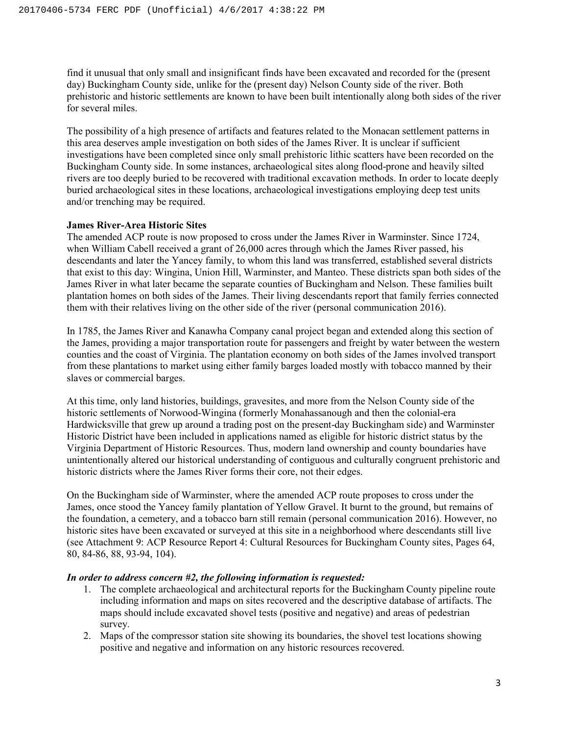find it unusual that only small and insignificant finds have been excavated and recorded for the (present day) Buckingham County side, unlike for the (present day) Nelson County side of the river. Both prehistoric and historic settlements are known to have been built intentionally along both sides of the river for several miles.

The possibility of a high presence of artifacts and features related to the Monacan settlement patterns in this area deserves ample investigation on both sides of the James River. It is unclear if sufficient investigations have been completed since only small prehistoric lithic scatters have been recorded on the Buckingham County side. In some instances, archaeological sites along flood-prone and heavily silted rivers are too deeply buried to be recovered with traditional excavation methods. In order to locate deeply buried archaeological sites in these locations, archaeological investigations employing deep test units and/or trenching may be required.

**James River-Area Historic Sites**

The amended ACP route is now proposed to cross under the James River in Warminster. Since 1724, when William Cabell received a grant of 26,000 acres through which the James River passed, his descendants and later the Yancey family, to whom this land was transferred, established several districts that exist to this day: Wingina, Union Hill, Warminster, and Manteo. These districts span both sides of the James River in what later became the separate counties of Buckingham and Nelson. These families built plantation homes on both sides of the James. Their living descendants report that family ferries connected them with their relatives living on the other side of the river (personal communication 2016).

In 1785, the James River and Kanawha Company canal project began and extended along this section of the James, providing a major transportation route for passengers and freight by water between the western counties and the coast of Virginia. The plantation economy on both sides of the James involved transport from these plantations to market using either family barges loaded mostly with tobacco manned by their slaves or commercial barges.

At this time, only land histories, buildings, gravesites, and more from the Nelson County side of the historic settlements of Norwood-Wingina (formerly Monahassanough and then the colonial-era Hardwicksville that grew up around a trading post on the present-day Buckingham side) and Warminster Historic District have been included in applications named as eligible for historic district status by the Virginia Department of Historic Resources. Thus, modern land ownership and county boundaries have unintentionally altered our historical understanding of contiguous and culturally congruent prehistoric and historic districts where the James River forms their core, not their edges.

On the Buckingham side of Warminster, where the amended ACP route proposes to cross under the James, once stood the Yancey family plantation of Yellow Gravel. It burnt to the ground, but remains of the foundation, a cemetery, and a tobacco barn still remain (personal communication 2016). However, no historic sites have been excavated or surveyed at this site in a neighborhood where descendants still live (see Attachment 9: ACP Resource Report 4: Cultural Resources for Buckingham County sites, Pages 64, 80, 84-86, 88, 93-94, 104).

***In order to address concern #2, the following information is requested:***

1. The complete archaeological and architectural reports for the Buckingham County pipeline route including information and maps on sites recovered and the descriptive database of artifacts. The maps should include excavated shovel tests (positive and negative) and areas of pedestrian survey.
2. Maps of the compressor station site showing its boundaries, the shovel test locations showing positive and negative and information on any historic resources recovered.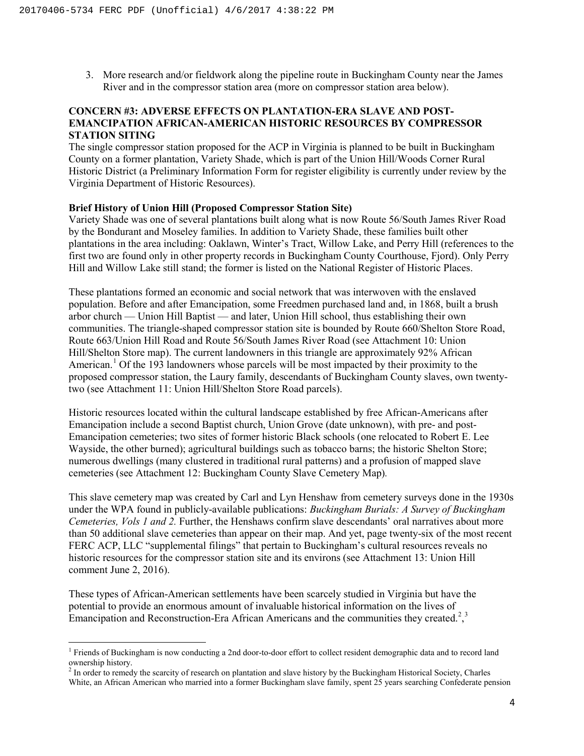3. More research and/or fieldwork along the pipeline route in Buckingham County near the James River and in the compressor station area (more on compressor station area below).

**CONCERN #3: ADVERSE EFFECTS ON PLANTATION-ERA SLAVE AND POST-EMANCIPATION AFRICAN-AMERICAN HISTORIC RESOURCES BY COMPRESSOR STATION SITING**

The single compressor station proposed for the ACP in Virginia is planned to be built in Buckingham County on a former plantation, Variety Shade, which is part of the Union Hill/Woods Corner Rural Historic District (a Preliminary Information Form for register eligibility is currently under review by the Virginia Department of Historic Resources).

**Brief History of Union Hill (Proposed Compressor Station Site)**

Variety Shade was one of several plantations built along what is now Route 56/South James River Road by the Bondurant and Moseley families. In addition to Variety Shade, these families built other plantations in the area including: Oaklawn, Winter's Tract, Willow Lake, and Perry Hill (references to the first two are found only in other property records in Buckingham County Courthouse, Fjord). Only Perry Hill and Willow Lake still stand; the former is listed on the National Register of Historic Places.

These plantations formed an economic and social network that was interwoven with the enslaved population. Before and after Emancipation, some Freedmen purchased land and, in 1868, built a brush arbor church — Union Hill Baptist — and later, Union Hill school, thus establishing their own communities. The triangle-shaped compressor station site is bounded by Route 660/Shelton Store Road, Route 663/Union Hill Road and Route 56/South James River Road (see Attachment 10: Union Hill/Shelton Store map). The current landowners in this triangle are approximately 92% African American.[1] Of the 193 landowners whose parcels will be most impacted by their proximity to the proposed compressor station, the Laury family, descendants of Buckingham County slaves, own twenty-two (see Attachment 11: Union Hill/Shelton Store Road parcels).

Historic resources located within the cultural landscape established by free African-Americans after Emancipation include a second Baptist church, Union Grove (date unknown), with pre- and post-Emancipation cemeteries; two sites of former historic Black schools (one relocated to Robert E. Lee Wayside, the other burned); agricultural buildings such as tobacco barns; the historic Shelton Store; numerous dwellings (many clustered in traditional rural patterns) and a profusion of mapped slave cemeteries (see Attachment 12: Buckingham County Slave Cemetery Map).

This slave cemetery map was created by Carl and Lyn Henshaw from cemetery surveys done in the 1930s under the WPA found in publicly-available publications: *Buckingham Burials: A Survey of Buckingham Cemeteries, Vols 1 and 2.* Further, the Henshaws confirm slave descendants' oral narratives about more than 50 additional slave cemeteries than appear on their map. And yet, page twenty-six of the most recent FERC ACP, LLC "supplemental filings" that pertain to Buckingham's cultural resources reveals no historic resources for the compressor station site and its environs (see Attachment 13: Union Hill comment June 2, 2016).

These types of African-American settlements have been scarcely studied in Virginia but have the potential to provide an enormous amount of invaluable historical information on the lives of Emancipation and Reconstruction-Era African Americans and the communities they created.[2],[3]

---

[1] Friends of Buckingham is now conducting a 2nd door-to-door effort to collect resident demographic data and to record land ownership history.

[2] In order to remedy the scarcity of research on plantation and slave history by the Buckingham Historical Society, Charles White, an African American who married into a former Buckingham slave family, spent 25 years searching Confederate pension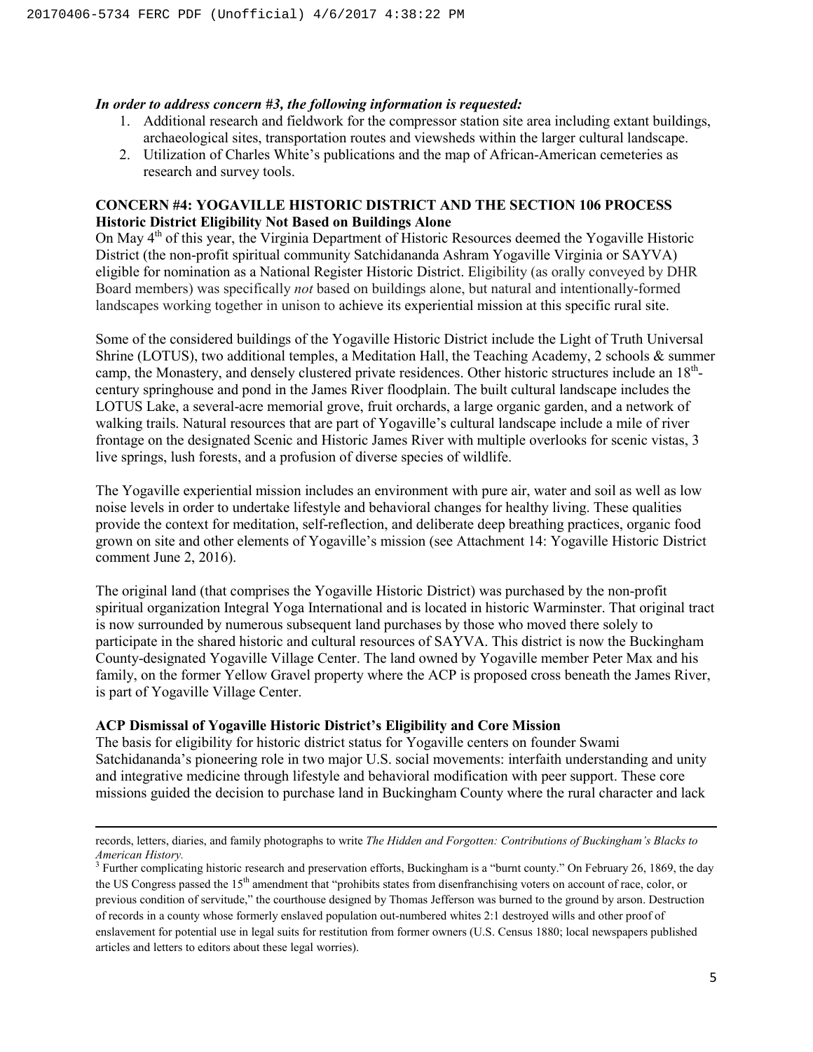***In order to address concern #3, the following information is requested:***

1. Additional research and fieldwork for the compressor station site area including extant buildings, archaeological sites, transportation routes and viewsheds within the larger cultural landscape.
2. Utilization of Charles White's publications and the map of African-American cemeteries as research and survey tools.

**CONCERN #4: YOGAVILLE HISTORIC DISTRICT AND THE SECTION 106 PROCESS**
**Historic District Eligibility Not Based on Buildings Alone**

On May 4th of this year, the Virginia Department of Historic Resources deemed the Yogaville Historic District (the non-profit spiritual community Satchidananda Ashram Yogaville Virginia or SAYVA) eligible for nomination as a National Register Historic District. Eligibility (as orally conveyed by DHR Board members) was specifically *not* based on buildings alone, but natural and intentionally-formed landscapes working together in unison to achieve its experiential mission at this specific rural site.

Some of the considered buildings of the Yogaville Historic District include the Light of Truth Universal Shrine (LOTUS), two additional temples, a Meditation Hall, the Teaching Academy, 2 schools & summer camp, the Monastery, and densely clustered private residences. Other historic structures include an 18th-century springhouse and pond in the James River floodplain. The built cultural landscape includes the LOTUS Lake, a several-acre memorial grove, fruit orchards, a large organic garden, and a network of walking trails. Natural resources that are part of Yogaville's cultural landscape include a mile of river frontage on the designated Scenic and Historic James River with multiple overlooks for scenic vistas, 3 live springs, lush forests, and a profusion of diverse species of wildlife.

The Yogaville experiential mission includes an environment with pure air, water and soil as well as low noise levels in order to undertake lifestyle and behavioral changes for healthy living. These qualities provide the context for meditation, self-reflection, and deliberate deep breathing practices, organic food grown on site and other elements of Yogaville's mission (see Attachment 14: Yogaville Historic District comment June 2, 2016).

The original land (that comprises the Yogaville Historic District) was purchased by the non-profit spiritual organization Integral Yoga International and is located in historic Warminster. That original tract is now surrounded by numerous subsequent land purchases by those who moved there solely to participate in the shared historic and cultural resources of SAYVA. This district is now the Buckingham County-designated Yogaville Village Center. The land owned by Yogaville member Peter Max and his family, on the former Yellow Gravel property where the ACP is proposed cross beneath the James River, is part of Yogaville Village Center.

**ACP Dismissal of Yogaville Historic District's Eligibility and Core Mission**

The basis for eligibility for historic district status for Yogaville centers on founder Swami Satchidananda's pioneering role in two major U.S. social movements: interfaith understanding and unity and integrative medicine through lifestyle and behavioral modification with peer support. These core missions guided the decision to purchase land in Buckingham County where the rural character and lack

---

records, letters, diaries, and family photographs to write *The Hidden and Forgotten: Contributions of Buckingham's Blacks to American History.*

[3] Further complicating historic research and preservation efforts, Buckingham is a "burnt county." On February 26, 1869, the day the US Congress passed the 15th amendment that "prohibits states from disenfranchising voters on account of race, color, or previous condition of servitude," the courthouse designed by Thomas Jefferson was burned to the ground by arson. Destruction of records in a county whose formerly enslaved population out-numbered whites 2:1 destroyed wills and other proof of enslavement for potential use in legal suits for restitution from former owners (U.S. Census 1880; local newspapers published articles and letters to editors about these legal worries).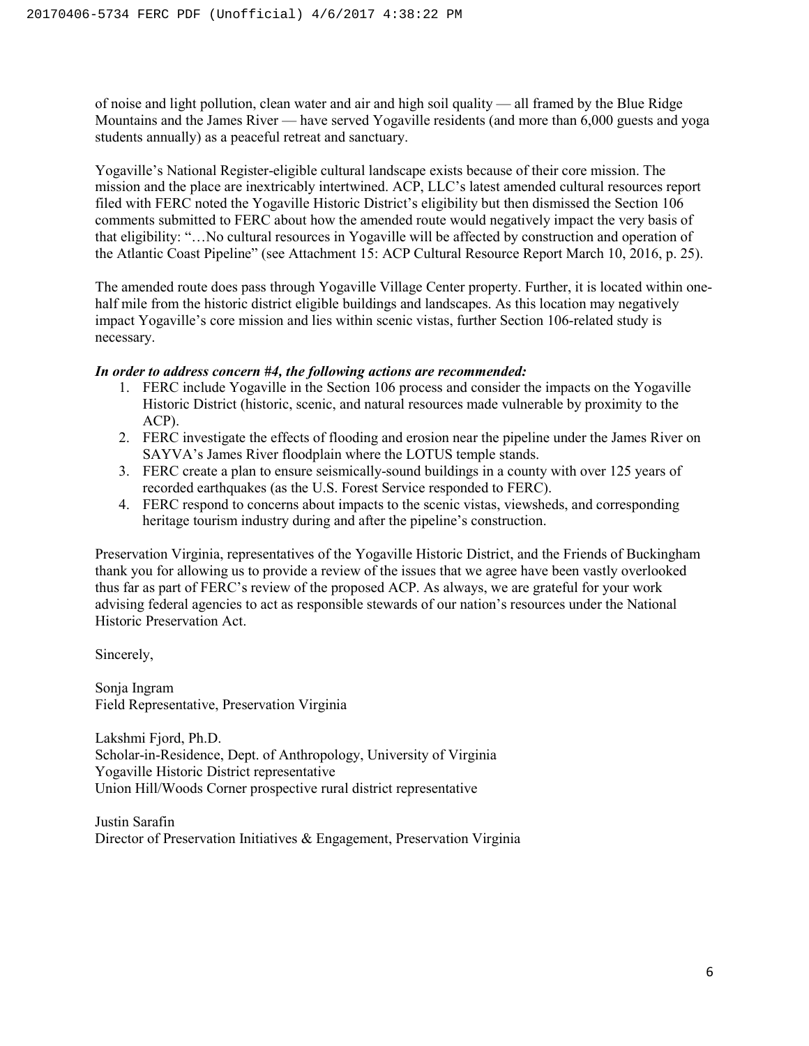of noise and light pollution, clean water and air and high soil quality — all framed by the Blue Ridge Mountains and the James River — have served Yogaville residents (and more than 6,000 guests and yoga students annually) as a peaceful retreat and sanctuary.

Yogaville's National Register-eligible cultural landscape exists because of their core mission. The mission and the place are inextricably intertwined. ACP, LLC's latest amended cultural resources report filed with FERC noted the Yogaville Historic District's eligibility but then dismissed the Section 106 comments submitted to FERC about how the amended route would negatively impact the very basis of that eligibility: "…No cultural resources in Yogaville will be affected by construction and operation of the Atlantic Coast Pipeline" (see Attachment 15: ACP Cultural Resource Report March 10, 2016, p. 25).

The amended route does pass through Yogaville Village Center property. Further, it is located within one-half mile from the historic district eligible buildings and landscapes. As this location may negatively impact Yogaville's core mission and lies within scenic vistas, further Section 106-related study is necessary.

***In order to address concern #4, the following actions are recommended:***

1. FERC include Yogaville in the Section 106 process and consider the impacts on the Yogaville Historic District (historic, scenic, and natural resources made vulnerable by proximity to the ACP).
2. FERC investigate the effects of flooding and erosion near the pipeline under the James River on SAYVA's James River floodplain where the LOTUS temple stands.
3. FERC create a plan to ensure seismically-sound buildings in a county with over 125 years of recorded earthquakes (as the U.S. Forest Service responded to FERC).
4. FERC respond to concerns about impacts to the scenic vistas, viewsheds, and corresponding heritage tourism industry during and after the pipeline's construction.

Preservation Virginia, representatives of the Yogaville Historic District, and the Friends of Buckingham thank you for allowing us to provide a review of the issues that we agree have been vastly overlooked thus far as part of FERC's review of the proposed ACP. As always, we are grateful for your work advising federal agencies to act as responsible stewards of our nation's resources under the National Historic Preservation Act.

Sincerely,

Sonja Ingram
Field Representative, Preservation Virginia

Lakshmi Fjord, Ph.D.
Scholar-in-Residence, Dept. of Anthropology, University of Virginia
Yogaville Historic District representative
Union Hill/Woods Corner prospective rural district representative

Justin Sarafin
Director of Preservation Initiatives & Engagement, Preservation Virginia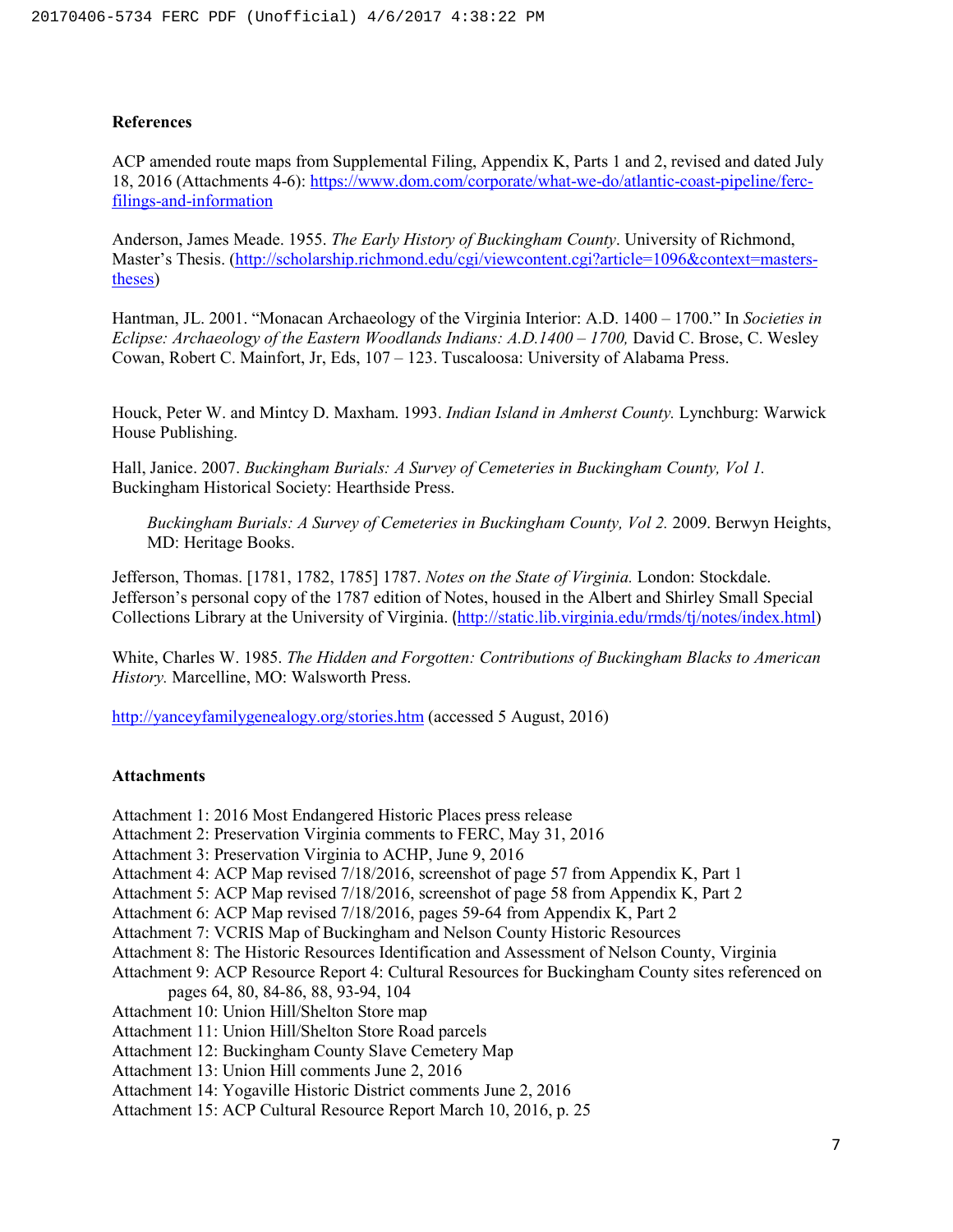**References**

ACP amended route maps from Supplemental Filing, Appendix K, Parts 1 and 2, revised and dated July 18, 2016 (Attachments 4-6): https://www.dom.com/corporate/what-we-do/atlantic-coast-pipeline/ferc-filings-and-information

Anderson, James Meade. 1955. *The Early History of Buckingham County*. University of Richmond, Master's Thesis. (http://scholarship.richmond.edu/cgi/viewcontent.cgi?article=1096&context=masters-theses)

Hantman, JL. 2001. "Monacan Archaeology of the Virginia Interior: A.D. 1400 – 1700." In *Societies in Eclipse: Archaeology of the Eastern Woodlands Indians: A.D.1400 – 1700,* David C. Brose, C. Wesley Cowan, Robert C. Mainfort, Jr, Eds, 107 – 123. Tuscaloosa: University of Alabama Press.

Houck, Peter W. and Mintcy D. Maxham. 1993. *Indian Island in Amherst County.* Lynchburg: Warwick House Publishing.

Hall, Janice. 2007. *Buckingham Burials: A Survey of Cemeteries in Buckingham County, Vol 1.* Buckingham Historical Society: Hearthside Press.

*Buckingham Burials: A Survey of Cemeteries in Buckingham County, Vol 2.* 2009. Berwyn Heights, MD: Heritage Books.

Jefferson, Thomas. [1781, 1782, 1785] 1787. *Notes on the State of Virginia.* London: Stockdale. Jefferson's personal copy of the 1787 edition of Notes, housed in the Albert and Shirley Small Special Collections Library at the University of Virginia. (http://static.lib.virginia.edu/rmds/tj/notes/index.html)

White, Charles W. 1985. *The Hidden and Forgotten: Contributions of Buckingham Blacks to American History.* Marcelline, MO: Walsworth Press.

http://yanceyfamilygenealogy.org/stories.htm (accessed 5 August, 2016)

**Attachments**

Attachment 1: 2016 Most Endangered Historic Places press release
Attachment 2: Preservation Virginia comments to FERC, May 31, 2016
Attachment 3: Preservation Virginia to ACHP, June 9, 2016
Attachment 4: ACP Map revised 7/18/2016, screenshot of page 57 from Appendix K, Part 1
Attachment 5: ACP Map revised 7/18/2016, screenshot of page 58 from Appendix K, Part 2
Attachment 6: ACP Map revised 7/18/2016, pages 59-64 from Appendix K, Part 2
Attachment 7: VCRIS Map of Buckingham and Nelson County Historic Resources
Attachment 8: The Historic Resources Identification and Assessment of Nelson County, Virginia
Attachment 9: ACP Resource Report 4: Cultural Resources for Buckingham County sites referenced on pages 64, 80, 84-86, 88, 93-94, 104
Attachment 10: Union Hill/Shelton Store map
Attachment 11: Union Hill/Shelton Store Road parcels
Attachment 12: Buckingham County Slave Cemetery Map
Attachment 13: Union Hill comments June 2, 2016
Attachment 14: Yogaville Historic District comments June 2, 2016
Attachment 15: ACP Cultural Resource Report March 10, 2016, p. 25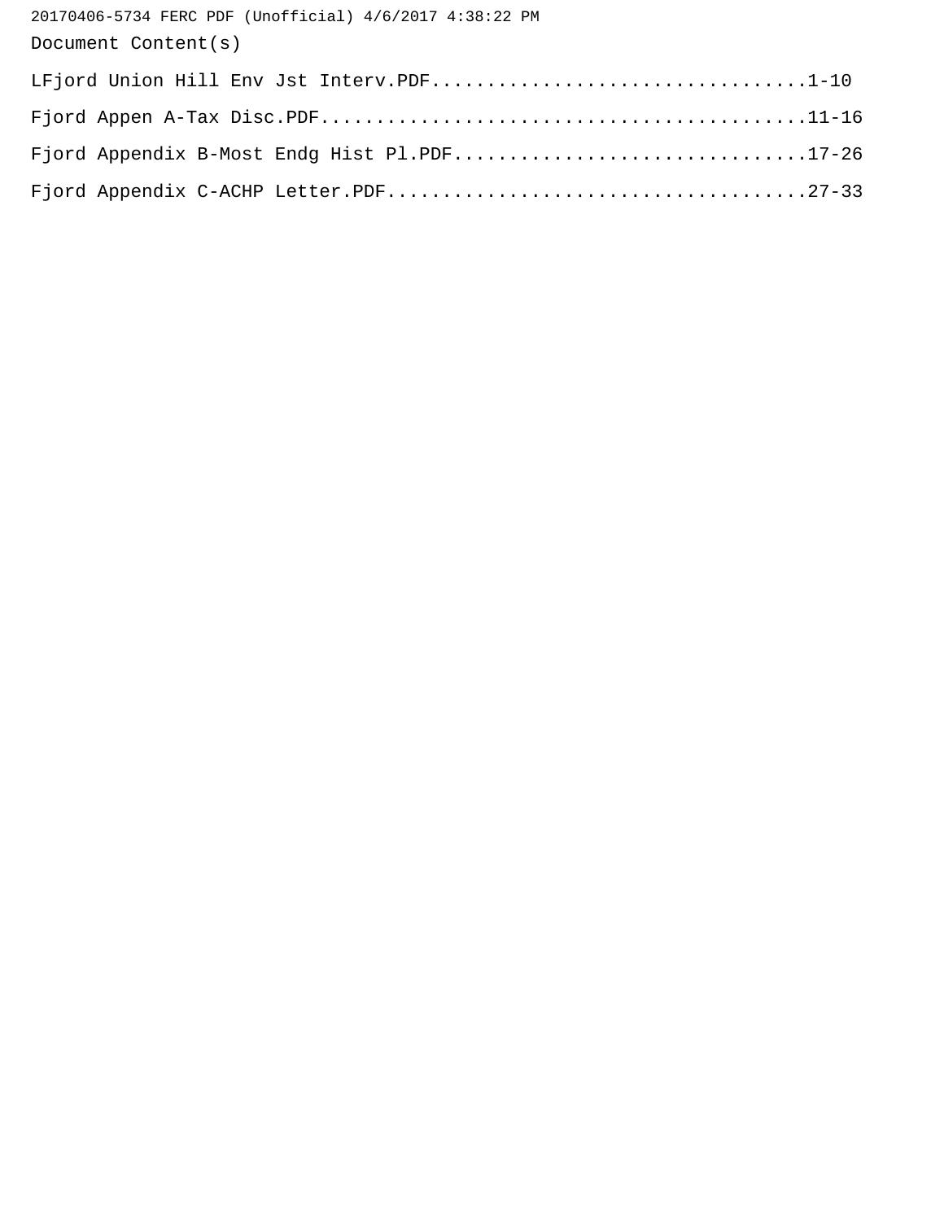Document Content(s)

LFjord Union Hill Env Jst Interv.PDF.................................1-10

Fjord Appen A-Tax Disc.PDF............................................11-16

Fjord Appendix B-Most Endg Hist Pl.PDF................................17-26

Fjord Appendix C-ACHP Letter.PDF.....................................27-33